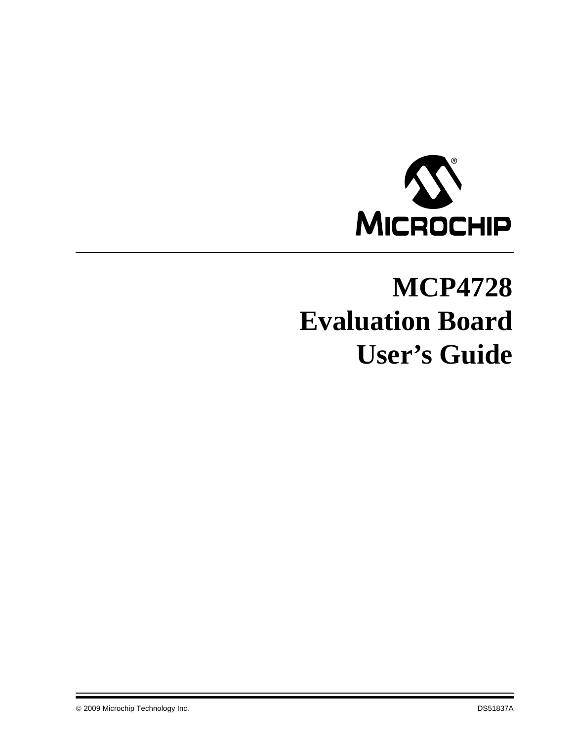# MCP4728 Evaluation Board User's Guide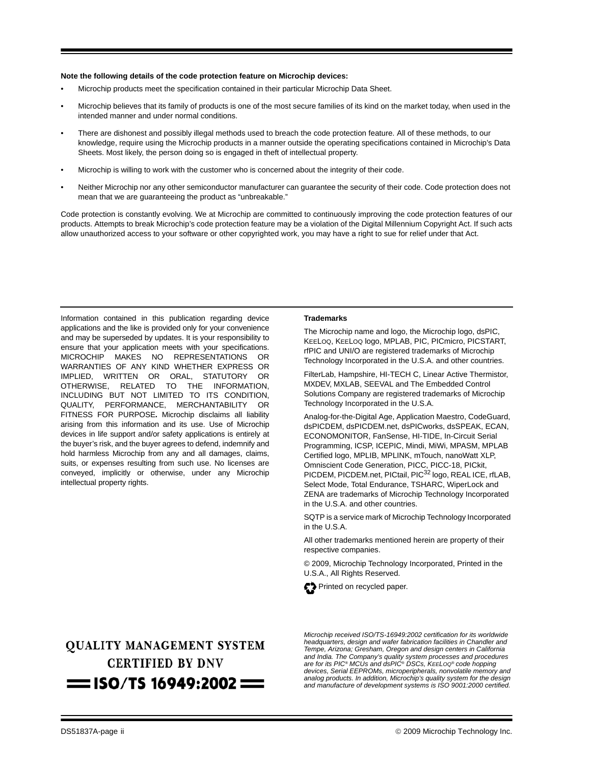**Note the following details of the code protection feature on Microchip devices:**

- Microchip products meet the specification contained in their particular Microchip Data Sheet.
- Microchip believes that its family of products is one of the most secure families of its kind on the market today, when used in the intended manner and under normal conditions.
- There are dishonest and possibly illegal methods used to breach the code protection feature. All of these methods, to our knowledge, require using the Microchip products in a manner outside the operating specifications contained in Microchip's Data Sheets. Most likely, the person doing so is engaged in theft of intellectual property.
- Microchip is willing to work with the customer who is concerned about the integrity of their code.
- Neither Microchip nor any other semiconductor manufacturer can guarantee the security of their code. Code protection does not mean that we are guaranteeing the product as "unbreakable."

Code protection is constantly evolving. We at Microchip are committed to continuously improving the code protection features of our products. Attempts to break Microchip's code protection feature may be a violation of the Digital Millennium Copyright Act. If such acts allow unauthorized access to your software or other copyrighted work, you may have a right to sue for relief under that Act.

Information contained in this publication regarding device applications and the like is provided only for your convenience and may be superseded by updates. It is your responsibility to ensure that your application meets with your specifications. MICROCHIP MAKES NO REPRESENTATIONS OR WARRANTIES OF ANY KIND WHETHER EXPRESS OR IMPLIED, WRITTEN OR ORAL, STATUTORY OR OTHERWISE, RELATED TO THE INFORMATION, INCLUDING BUT NOT LIMITED TO ITS CONDITION, QUALITY, PERFORMANCE, MERCHANTABILITY OR FITNESS FOR PURPOSE**.** Microchip disclaims all liability arising from this information and its use. Use of Microchip devices in life support and/or safety applications is entirely at the buyer's risk, and the buyer agrees to defend, indemnify and hold harmless Microchip from any and all damages, claims, suits, or expenses resulting from such use. No licenses are conveyed, implicitly or otherwise, under any Microchip intellectual property rights.

**Trademarks**

The Microchip name and logo, the Microchip logo, dsPIC, KEELOQ, KEELOQ logo, MPLAB, PIC, PICmicro, PICSTART, rfPIC and UNI/O are registered trademarks of Microchip Technology Incorporated in the U.S.A. and other countries.

FilterLab, Hampshire, HI-TECH C, Linear Active Thermistor, MXDEV, MXLAB, SEEVAL and The Embedded Control Solutions Company are registered trademarks of Microchip Technology Incorporated in the U.S.A.

Analog-for-the-Digital Age, Application Maestro, CodeGuard, dsPICDEM, dsPICDEM.net, dsPICworks, dsSPEAK, ECAN, ECONOMONITOR, FanSense, HI-TIDE, In-Circuit Serial Programming, ICSP, ICEPIC, Mindi, MiWi, MPASM, MPLAB Certified logo, MPLIB, MPLINK, mTouch, nanoWatt XLP, Omniscient Code Generation, PICC, PICC-18, PICkit, PICDEM, PICDEM.net, PICtail, PIC$^{32}$ logo, REAL ICE, rfLAB, Select Mode, Total Endurance, TSHARC, WiperLock and ZENA are trademarks of Microchip Technology Incorporated in the U.S.A. and other countries.

SQTP is a service mark of Microchip Technology Incorporated in the U.S.A.

All other trademarks mentioned herein are property of their respective companies.

© 2009, Microchip Technology Incorporated, Printed in the U.S.A., All Rights Reserved.

Printed on recycled paper.

QUALITY MANAGEMENT SYSTEM
CERTIFIED BY DNV
ISO/TS 16949:2002

*Microchip received ISO/TS-16949:2002 certification for its worldwide headquarters, design and wafer fabrication facilities in Chandler and Tempe, Arizona; Gresham, Oregon and design centers in California and India. The Company's quality system processes and procedures are for its PIC® MCUs and dsPIC® DSCs, KEELOQ® code hopping devices, Serial EEPROMs, microperipherals, nonvolatile memory and analog products. In addition, Microchip's quality system for the design and manufacture of development systems is ISO 9001:2000 certified.*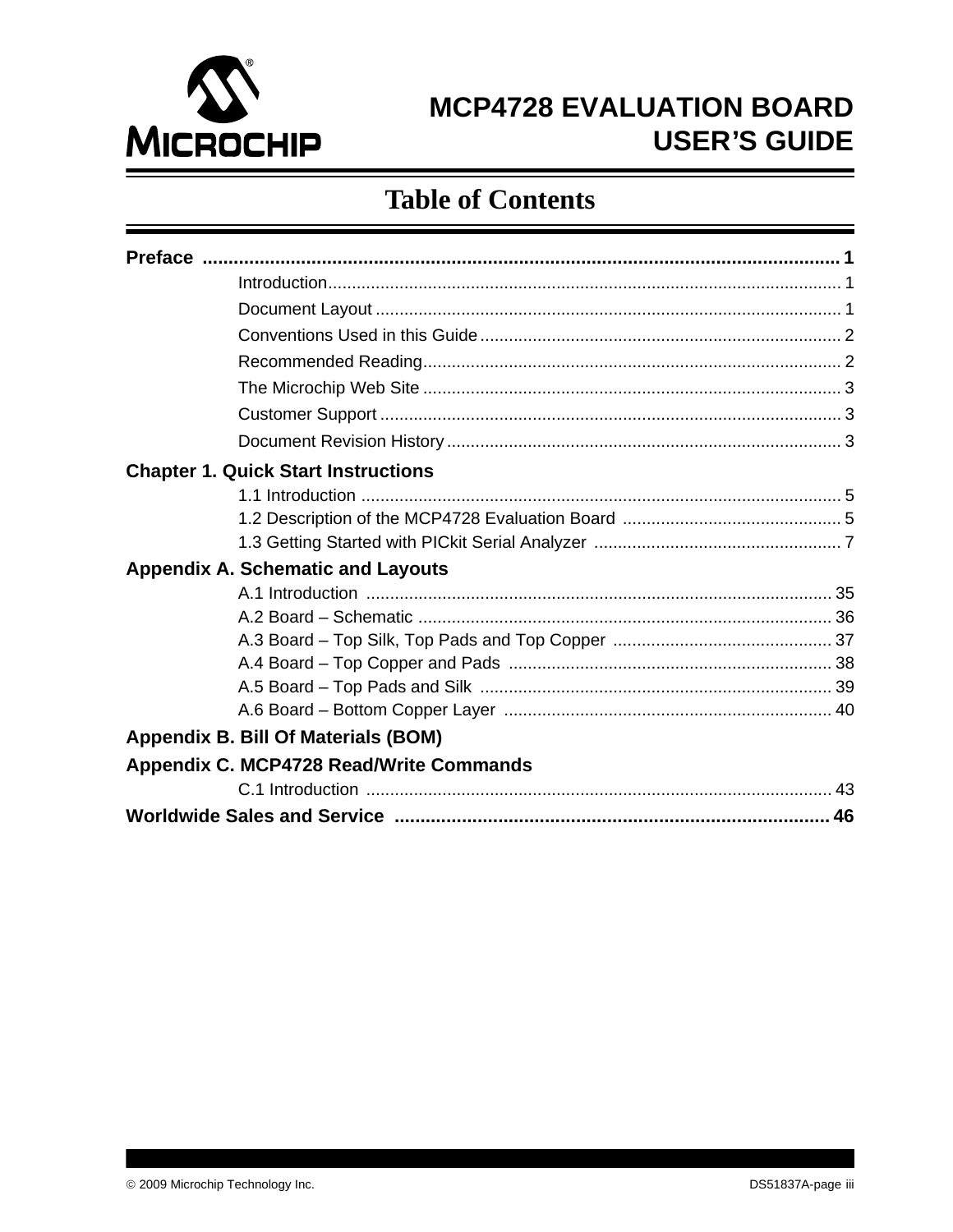# MCP4728 EVALUATION BOARD USER'S GUIDE

## Table of Contents

**Preface** ........................................................................................................... **1**

- Introduction........................................................................................................... 1
- Document Layout ................................................................................................. 1
- Conventions Used in this Guide ........................................................................... 2
- Recommended Reading........................................................................................ 2
- The Microchip Web Site ....................................................................................... 3
- Customer Support ................................................................................................ 3
- Document Revision History .................................................................................. 3

**Chapter 1. Quick Start Instructions**

- 1.1 Introduction .................................................................................................... 5
- 1.2 Description of the MCP4728 Evaluation Board .............................................. 5
- 1.3 Getting Started with PICkit Serial Analyzer .................................................... 7

**Appendix A. Schematic and Layouts**

- A.1 Introduction ................................................................................................. 35
- A.2 Board – Schematic ...................................................................................... 36
- A.3 Board – Top Silk, Top Pads and Top Copper .............................................. 37
- A.4 Board – Top Copper and Pads .................................................................... 38
- A.5 Board – Top Pads and Silk .......................................................................... 39
- A.6 Board – Bottom Copper Layer .................................................................... 40

**Appendix B. Bill Of Materials (BOM)**

**Appendix C. MCP4728 Read/Write Commands**

- C.1 Introduction ................................................................................................. 43

**Worldwide Sales and Service** .................................................................................... **46**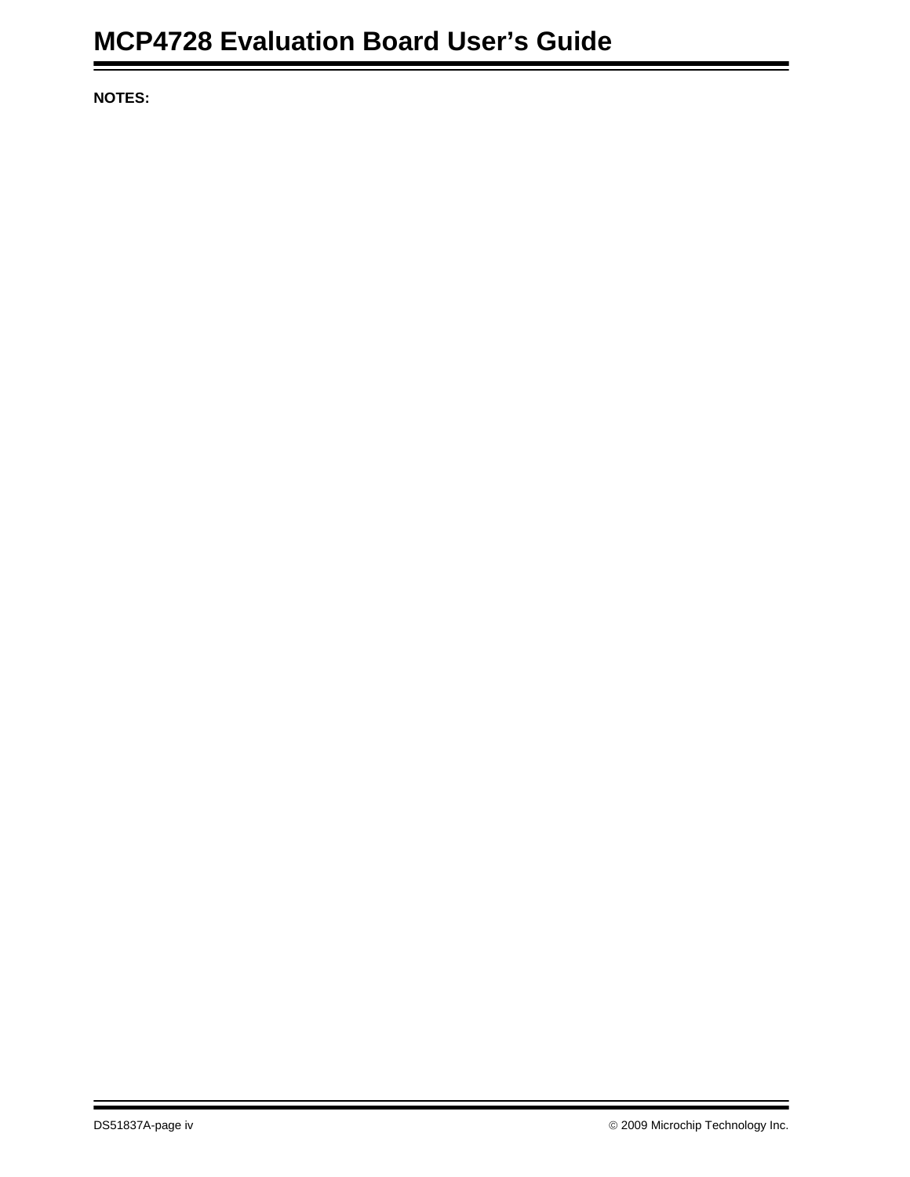**NOTES:**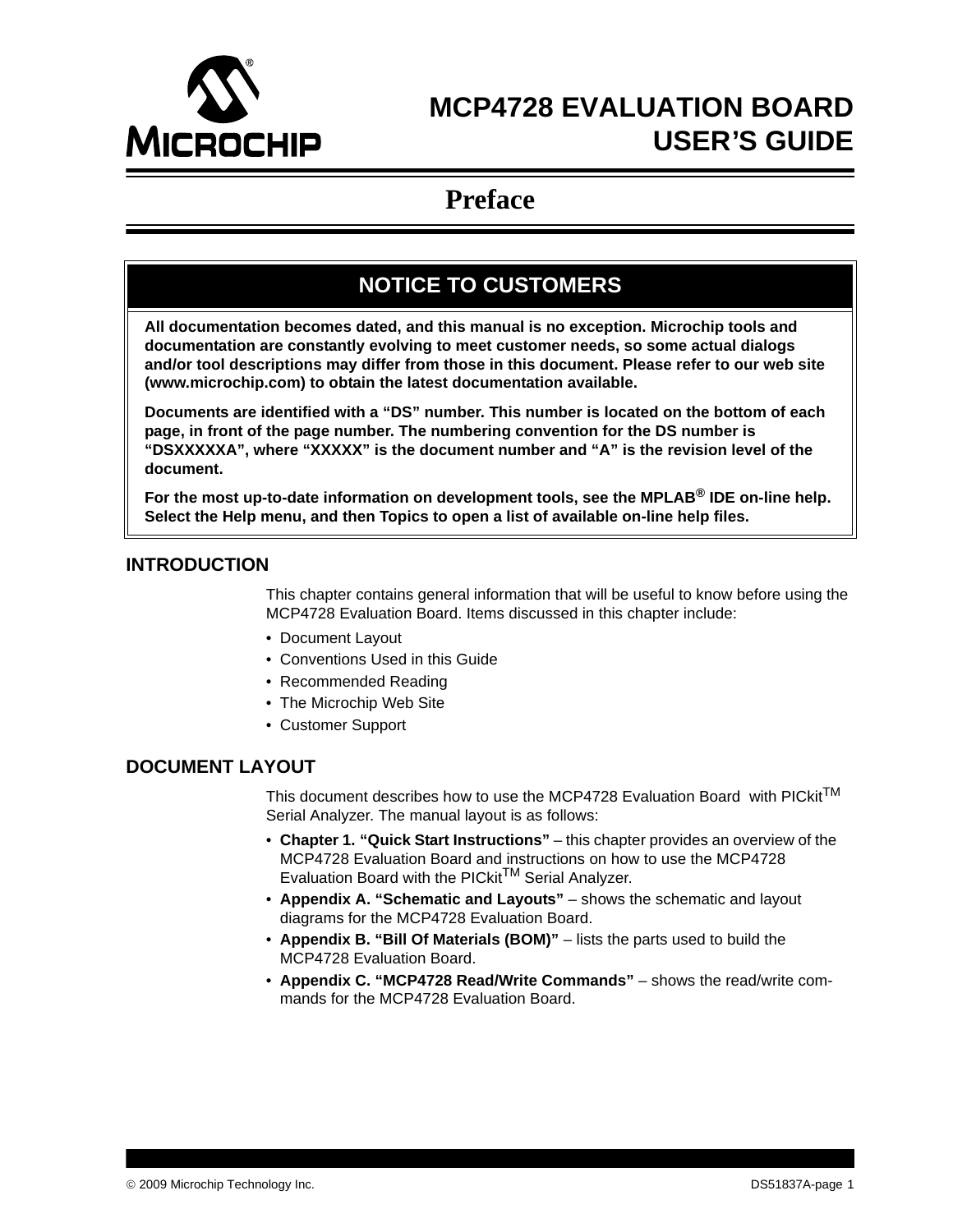# MCP4728 EVALUATION BOARD USER'S GUIDE

# Preface

## NOTICE TO CUSTOMERS

**All documentation becomes dated, and this manual is no exception. Microchip tools and documentation are constantly evolving to meet customer needs, so some actual dialogs and/or tool descriptions may differ from those in this document. Please refer to our web site (www.microchip.com) to obtain the latest documentation available.**

**Documents are identified with a "DS" number. This number is located on the bottom of each page, in front of the page number. The numbering convention for the DS number is "DSXXXXXA", where "XXXXX" is the document number and "A" is the revision level of the document.**

**For the most up-to-date information on development tools, see the MPLAB® IDE on-line help. Select the Help menu, and then Topics to open a list of available on-line help files.**

## INTRODUCTION

This chapter contains general information that will be useful to know before using the MCP4728 Evaluation Board. Items discussed in this chapter include:

- Document Layout
- Conventions Used in this Guide
- Recommended Reading
- The Microchip Web Site
- Customer Support

## DOCUMENT LAYOUT

This document describes how to use the MCP4728 Evaluation Board with PICkit™ Serial Analyzer. The manual layout is as follows:

- **Chapter 1. "Quick Start Instructions"** – this chapter provides an overview of the MCP4728 Evaluation Board and instructions on how to use the MCP4728 Evaluation Board with the PICkit™ Serial Analyzer.
- **Appendix A. "Schematic and Layouts"** – shows the schematic and layout diagrams for the MCP4728 Evaluation Board.
- **Appendix B. "Bill Of Materials (BOM)"** – lists the parts used to build the MCP4728 Evaluation Board.
- **Appendix C. "MCP4728 Read/Write Commands"** – shows the read/write commands for the MCP4728 Evaluation Board.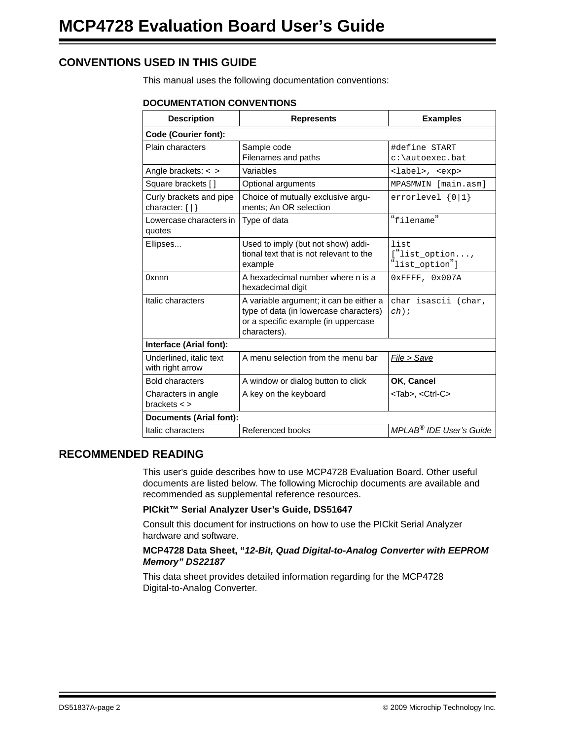## CONVENTIONS USED IN THIS GUIDE

This manual uses the following documentation conventions:

**DOCUMENTATION CONVENTIONS**

| Description | Represents | Examples |
|---|---|---|
| **Code (Courier font):** | | |
| Plain characters | Sample code<br>Filenames and paths | `#define START`<br>`c:\autoexec.bat` |
| Angle brackets: < > | Variables | `<label>, <exp>` |
| Square brackets [ ] | Optional arguments | `MPASMWIN [main.asm]` |
| Curly brackets and pipe character: { \| } | Choice of mutually exclusive arguments; An OR selection | `errorlevel {0|1}` |
| Lowercase characters in quotes | Type of data | `“filename”` |
| Ellipses... | Used to imply (but not show) additional text that is not relevant to the example | `list [“list_option..., “list_option”]` |
| 0xnnn | A hexadecimal number where n is a hexadecimal digit | `0xFFFF, 0x007A` |
| Italic characters | A variable argument; it can be either a type of data (in lowercase characters) or a specific example (in uppercase characters). | `char isascii (char, ch);` |
| **Interface (Arial font):** | | |
| Underlined, italic text with right arrow | A menu selection from the menu bar | *File > Save* |
| Bold characters | A window or dialog button to click | **OK**, **Cancel** |
| Characters in angle brackets < > | A key on the keyboard | <Tab>, <Ctrl-C> |
| **Documents (Arial font):** | | |
| Italic characters | Referenced books | *MPLAB® IDE User's Guide* |

## RECOMMENDED READING

This user's guide describes how to use MCP4728 Evaluation Board. Other useful documents are listed below. The following Microchip documents are available and recommended as supplemental reference resources.

**PICkit™ Serial Analyzer User's Guide, DS51647**

Consult this document for instructions on how to use the PICkit Serial Analyzer hardware and software.

**MCP4728 Data Sheet, “*12-Bit, Quad Digital-to-Analog Converter with EEPROM Memory” DS22187***

This data sheet provides detailed information regarding for the MCP4728 Digital-to-Analog Converter.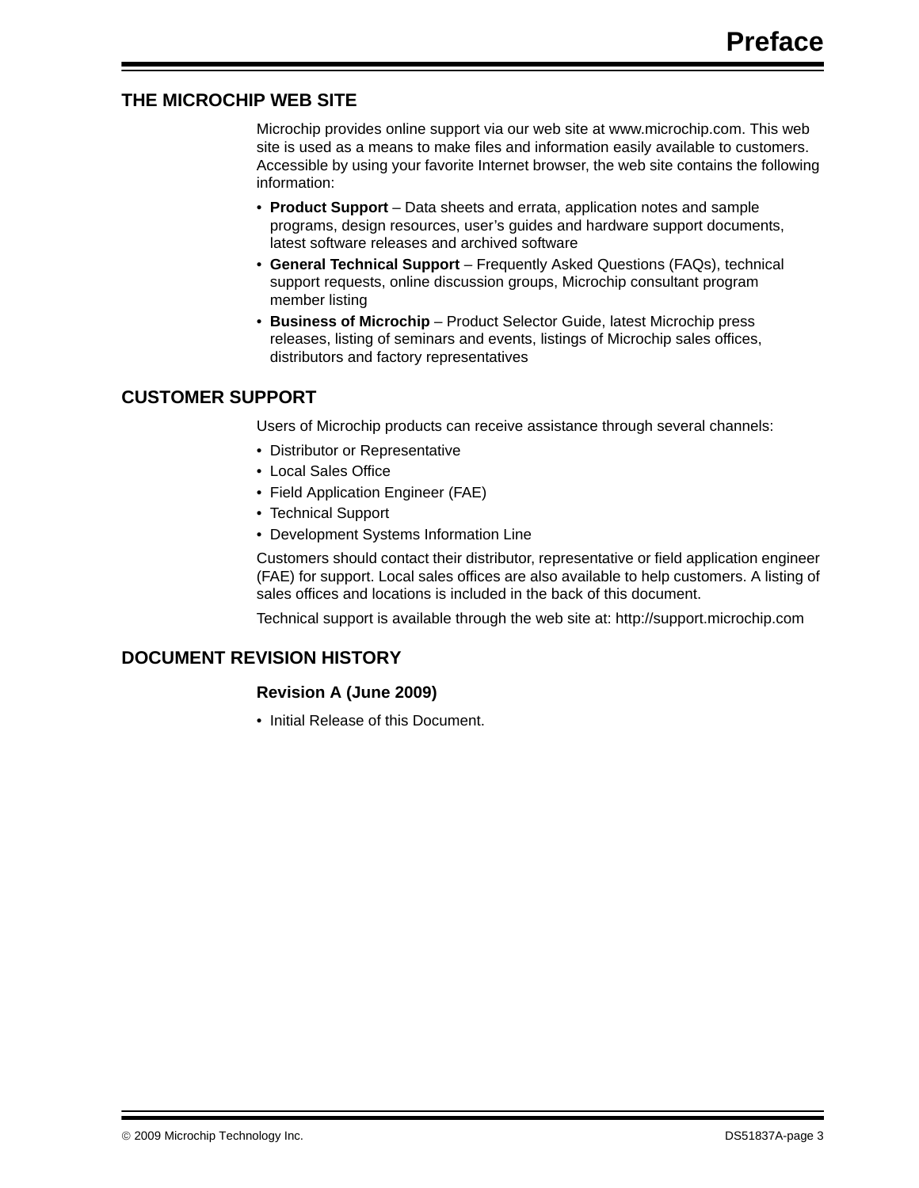## THE MICROCHIP WEB SITE

Microchip provides online support via our web site at www.microchip.com. This web site is used as a means to make files and information easily available to customers. Accessible by using your favorite Internet browser, the web site contains the following information:

- **Product Support** – Data sheets and errata, application notes and sample programs, design resources, user's guides and hardware support documents, latest software releases and archived software
- **General Technical Support** – Frequently Asked Questions (FAQs), technical support requests, online discussion groups, Microchip consultant program member listing
- **Business of Microchip** – Product Selector Guide, latest Microchip press releases, listing of seminars and events, listings of Microchip sales offices, distributors and factory representatives

## CUSTOMER SUPPORT

Users of Microchip products can receive assistance through several channels:

- Distributor or Representative
- Local Sales Office
- Field Application Engineer (FAE)
- Technical Support
- Development Systems Information Line

Customers should contact their distributor, representative or field application engineer (FAE) for support. Local sales offices are also available to help customers. A listing of sales offices and locations is included in the back of this document.

Technical support is available through the web site at: http://support.microchip.com

## DOCUMENT REVISION HISTORY

### Revision A (June 2009)

- Initial Release of this Document.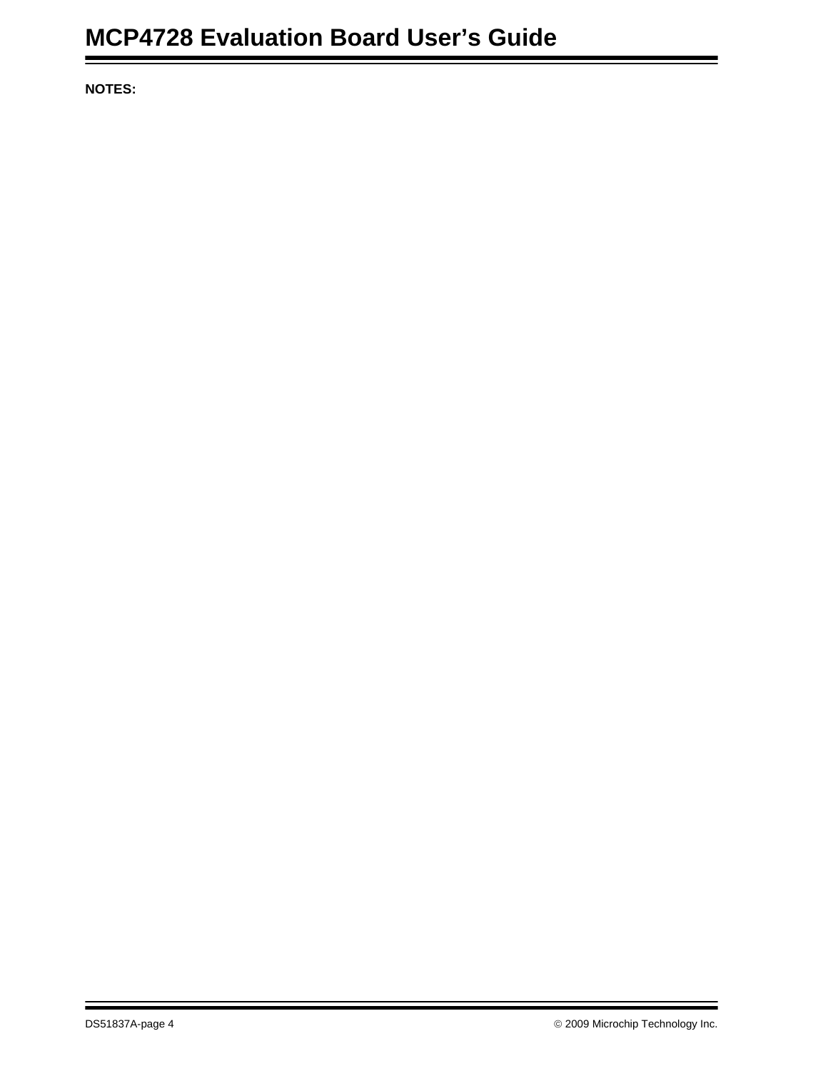**NOTES:**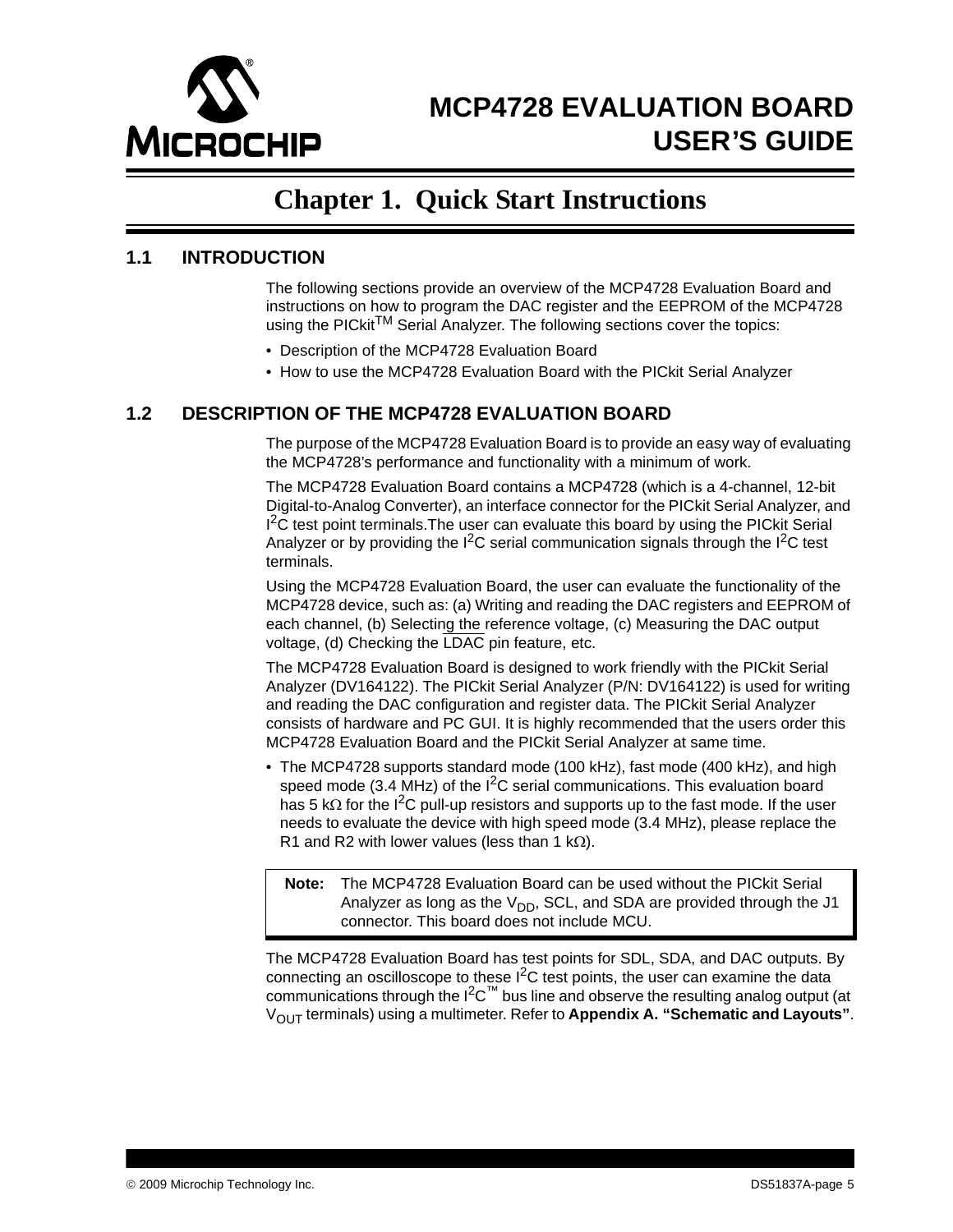# Chapter 1. Quick Start Instructions

## 1.1 INTRODUCTION

The following sections provide an overview of the MCP4728 Evaluation Board and instructions on how to program the DAC register and the EEPROM of the MCP4728 using the PICkit™ Serial Analyzer. The following sections cover the topics:

- Description of the MCP4728 Evaluation Board
- How to use the MCP4728 Evaluation Board with the PICkit Serial Analyzer

## 1.2 DESCRIPTION OF THE MCP4728 EVALUATION BOARD

The purpose of the MCP4728 Evaluation Board is to provide an easy way of evaluating the MCP4728's performance and functionality with a minimum of work.

The MCP4728 Evaluation Board contains a MCP4728 (which is a 4-channel, 12-bit Digital-to-Analog Converter), an interface connector for the PICkit Serial Analyzer, and $I^2C$ test point terminals.The user can evaluate this board by using the PICkit Serial Analyzer or by providing the $I^2C$ serial communication signals through the $I^2C$ test terminals.

Using the MCP4728 Evaluation Board, the user can evaluate the functionality of the MCP4728 device, such as: (a) Writing and reading the DAC registers and EEPROM of each channel, (b) Selecting the reference voltage, (c) Measuring the DAC output voltage, (d) Checking the $\overline{LDAC}$ pin feature, etc.

The MCP4728 Evaluation Board is designed to work friendly with the PICkit Serial Analyzer (DV164122). The PICkit Serial Analyzer (P/N: DV164122) is used for writing and reading the DAC configuration and register data. The PICkit Serial Analyzer consists of hardware and PC GUI. It is highly recommended that the users order this MCP4728 Evaluation Board and the PICkit Serial Analyzer at same time.

- The MCP4728 supports standard mode (100 kHz), fast mode (400 kHz), and high speed mode (3.4 MHz) of the $I^2C$ serial communications. This evaluation board has 5 kΩ for the $I^2C$ pull-up resistors and supports up to the fast mode. If the user needs to evaluate the device with high speed mode (3.4 MHz), please replace the R1 and R2 with lower values (less than 1 kΩ).

| **Note:** | The MCP4728 Evaluation Board can be used without the PICkit Serial Analyzer as long as the $V_{DD}$, SCL, and SDA are provided through the J1 connector. This board does not include MCU. |
|---|---|

The MCP4728 Evaluation Board has test points for SDL, SDA, and DAC outputs. By connecting an oscilloscope to these $I^2C$ test points, the user can examine the data communications through the $I^2C$™ bus line and observe the resulting analog output (at $V_{OUT}$ terminals) using a multimeter. Refer to **Appendix A. "Schematic and Layouts"**.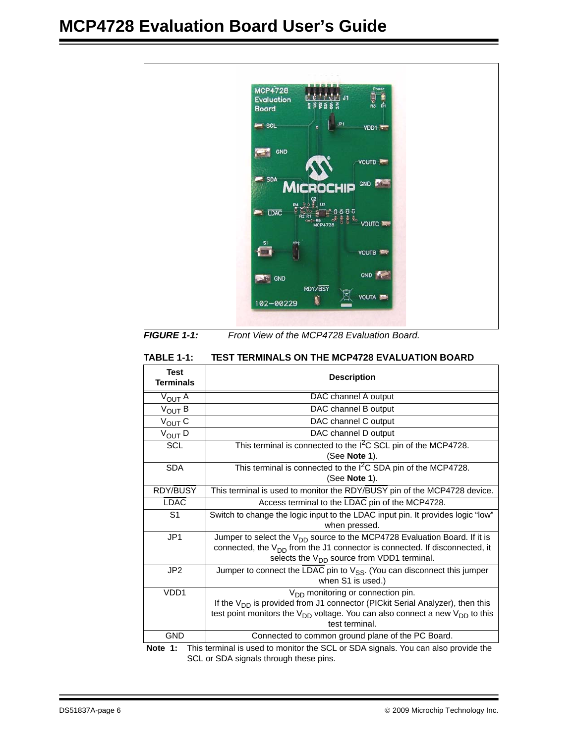**FIGURE 1-1:** *Front View of the MCP4728 Evaluation Board.*

**TABLE 1-1: TEST TERMINALS ON THE MCP4728 EVALUATION BOARD**

| Test Terminals | Description |
|---|---|
| $V_{OUT}$ A | DAC channel A output |
| $V_{OUT}$ B | DAC channel B output |
| $V_{OUT}$ C | DAC channel C output |
| $V_{OUT}$ D | DAC channel D output |
| SCL | This terminal is connected to the $I^2C$ SCL pin of the MCP4728. (See **Note 1**). |
| SDA | This terminal is connected to the $I^2C$ SDA pin of the MCP4728. (See **Note 1**). |
| RDY/BUSY | This terminal is used to monitor the RDY/BUSY pin of the MCP4728 device. |
| LDAC | Access terminal to the LDAC pin of the MCP4728. |
| S1 | Switch to change the logic input to the LDAC input pin. It provides logic “low” when pressed. |
| JP1 | Jumper to select the $V_{DD}$ source to the MCP4728 Evaluation Board. If it is connected, the $V_{DD}$ from the J1 connector is connected. If disconnected, it selects the $V_{DD}$ source from VDD1 terminal. |
| JP2 | Jumper to connect the LDAC pin to $V_{SS}$. (You can disconnect this jumper when S1 is used.) |
| VDD1 | $V_{DD}$ monitoring or connection pin. If the $V_{DD}$ is provided from J1 connector (PICkit Serial Analyzer), then this test point monitors the $V_{DD}$ voltage. You can also connect a new $V_{DD}$ to this test terminal. |
| GND | Connected to common ground plane of the PC Board. |

**Note 1:** This terminal is used to monitor the SCL or SDA signals. You can also provide the SCL or SDA signals through these pins.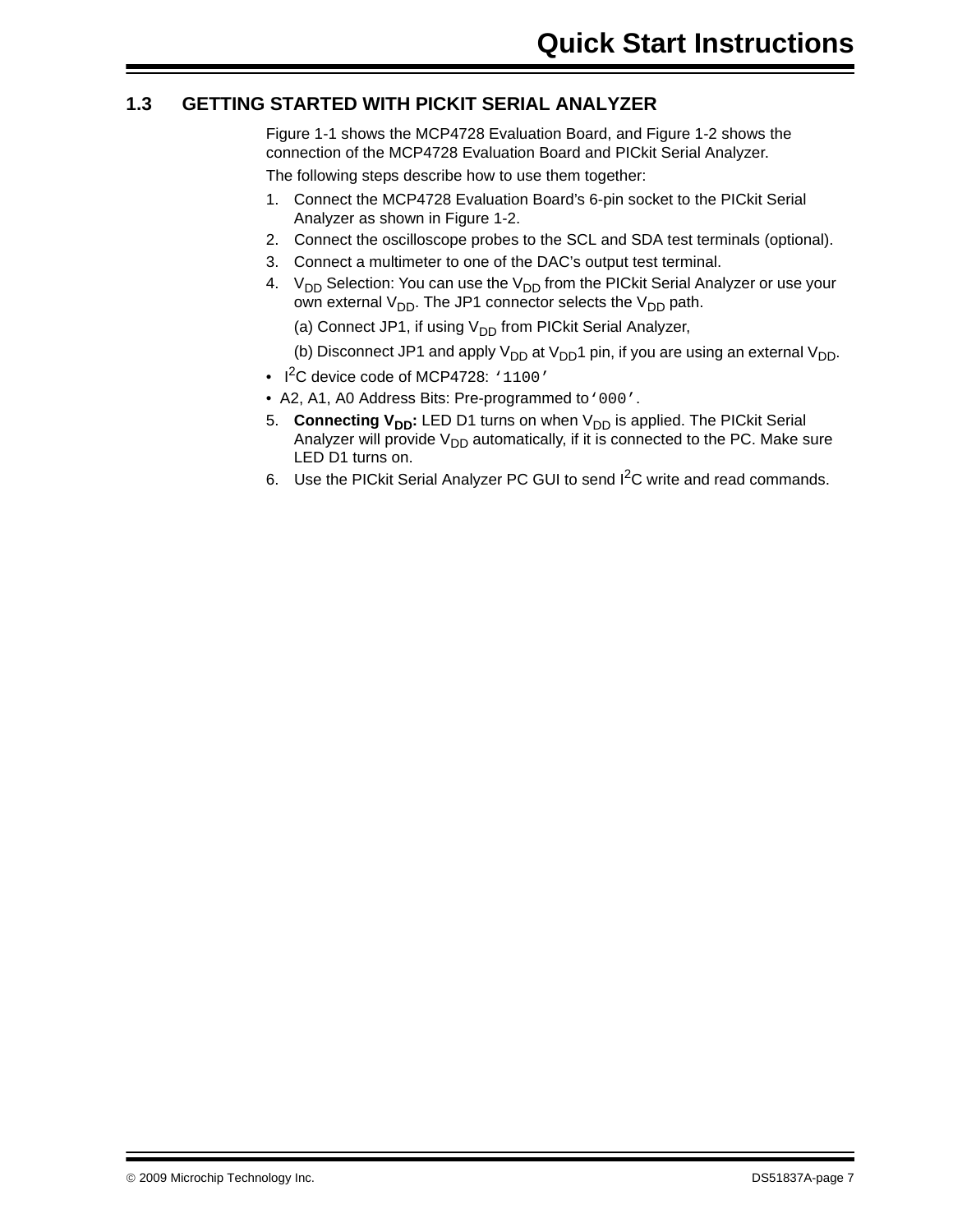## 1.3 GETTING STARTED WITH PICKIT SERIAL ANALYZER

Figure 1-1 shows the MCP4728 Evaluation Board, and Figure 1-2 shows the connection of the MCP4728 Evaluation Board and PICkit Serial Analyzer.

The following steps describe how to use them together:

1. Connect the MCP4728 Evaluation Board's 6-pin socket to the PICkit Serial Analyzer as shown in Figure 1-2.
2. Connect the oscilloscope probes to the SCL and SDA test terminals (optional).
3. Connect a multimeter to one of the DAC's output test terminal.
4. $V_{DD}$ Selection: You can use the $V_{DD}$ from the PICkit Serial Analyzer or use your own external $V_{DD}$. The JP1 connector selects the $V_{DD}$ path.

   (a) Connect JP1, if using $V_{DD}$ from PICkit Serial Analyzer,

   (b) Disconnect JP1 and apply $V_{DD}$ at $V_{DD}1$ pin, if you are using an external $V_{DD}$.

- $I^2C$ device code of MCP4728: `'1100'`
- A2, A1, A0 Address Bits: Pre-programmed to `'000'`.

5. **Connecting $V_{DD}$:** LED D1 turns on when $V_{DD}$ is applied. The PICkit Serial Analyzer will provide $V_{DD}$ automatically, if it is connected to the PC. Make sure LED D1 turns on.
6. Use the PICkit Serial Analyzer PC GUI to send $I^2C$ write and read commands.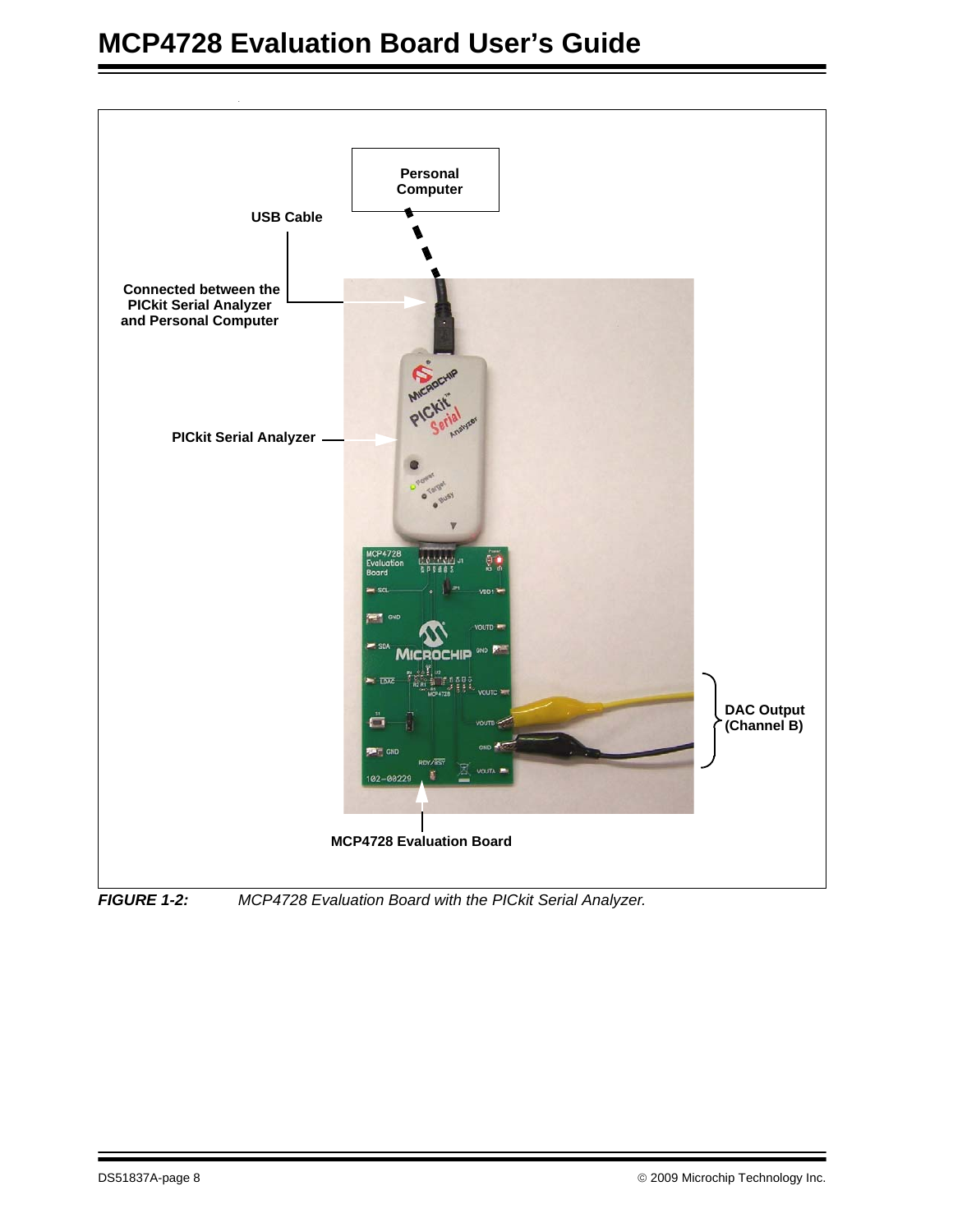Personal Computer

USB Cable

Connected between the PICkit Serial Analyzer and Personal Computer

PICkit Serial Analyzer

DAC Output (Channel B)

MCP4728 Evaluation Board

***FIGURE 1-2:*** *MCP4728 Evaluation Board with the PICkit Serial Analyzer.*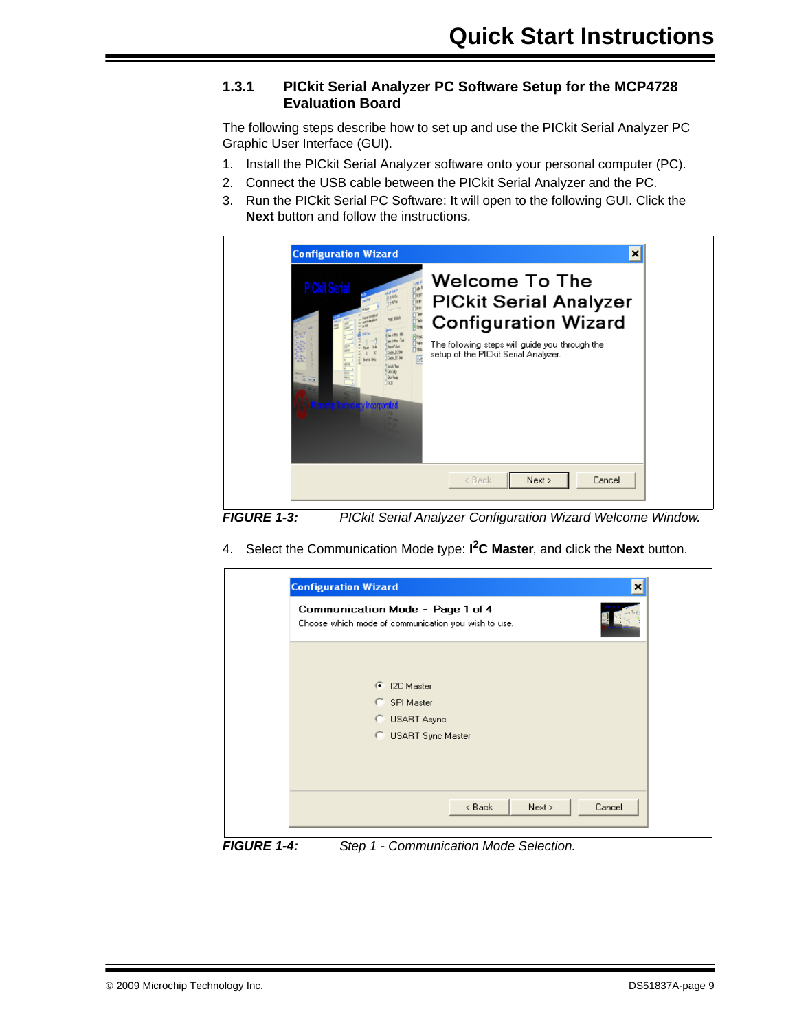### 1.3.1 PICkit Serial Analyzer PC Software Setup for the MCP4728 Evaluation Board

The following steps describe how to set up and use the PICkit Serial Analyzer PC Graphic User Interface (GUI).

1. Install the PICkit Serial Analyzer software onto your personal computer (PC).
2. Connect the USB cable between the PICkit Serial Analyzer and the PC.
3. Run the PICkit Serial PC Software: It will open to the following GUI. Click the **Next** button and follow the instructions.

*FIGURE 1-3: PICkit Serial Analyzer Configuration Wizard Welcome Window.*

4. Select the Communication Mode type: **I$^2$C Master**, and click the **Next** button.

*FIGURE 1-4: Step 1 - Communication Mode Selection.*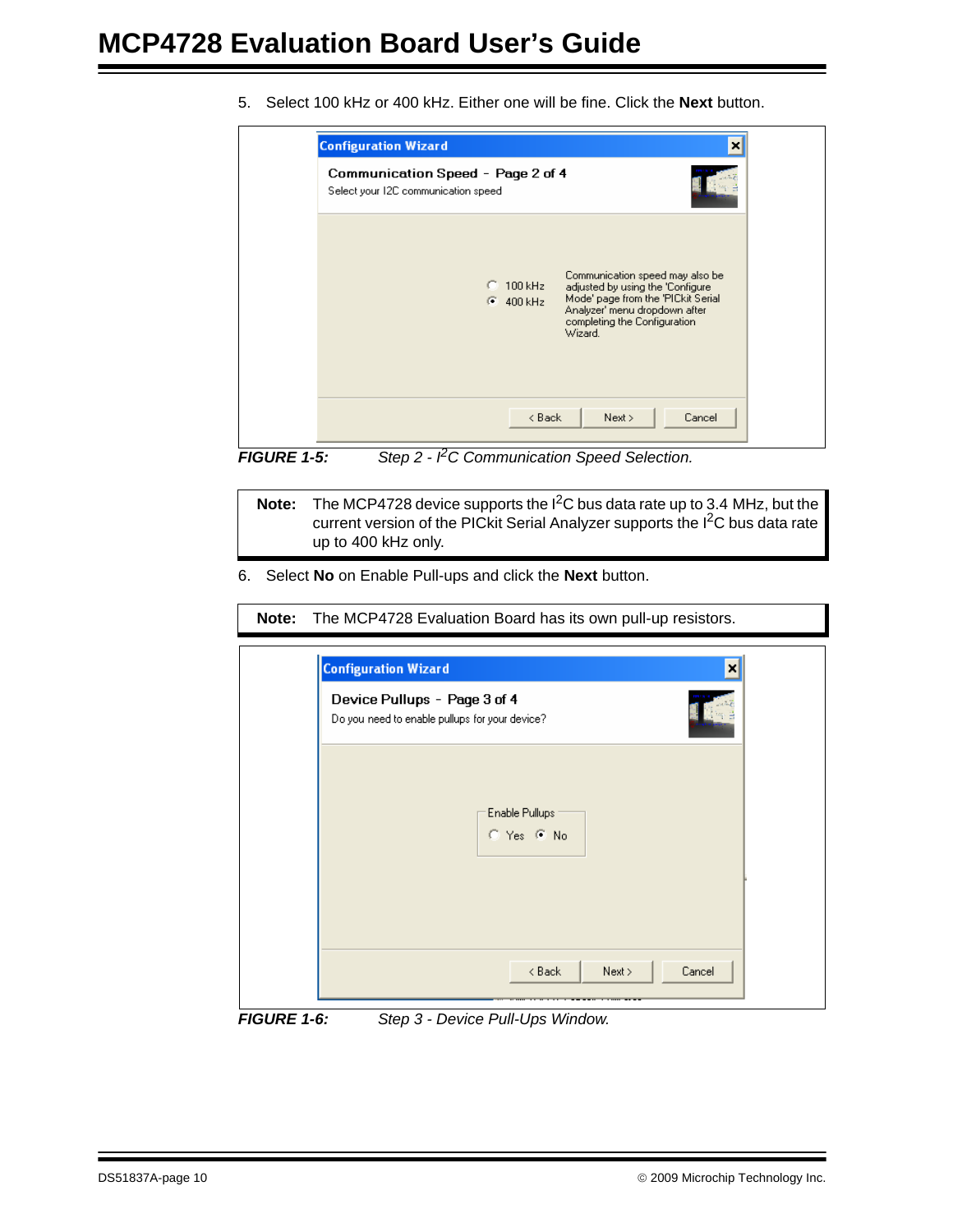5. Select 100 kHz or 400 kHz. Either one will be fine. Click the **Next** button.

**FIGURE 1-5:** *Step 2 - $I^2C$ Communication Speed Selection.*

> **Note:** The MCP4728 device supports the $I^2C$ bus data rate up to 3.4 MHz, but the current version of the PICkit Serial Analyzer supports the $I^2C$ bus data rate up to 400 kHz only.

6. Select **No** on Enable Pull-ups and click the **Next** button.

> **Note:** The MCP4728 Evaluation Board has its own pull-up resistors.

**FIGURE 1-6:** *Step 3 - Device Pull-Ups Window.*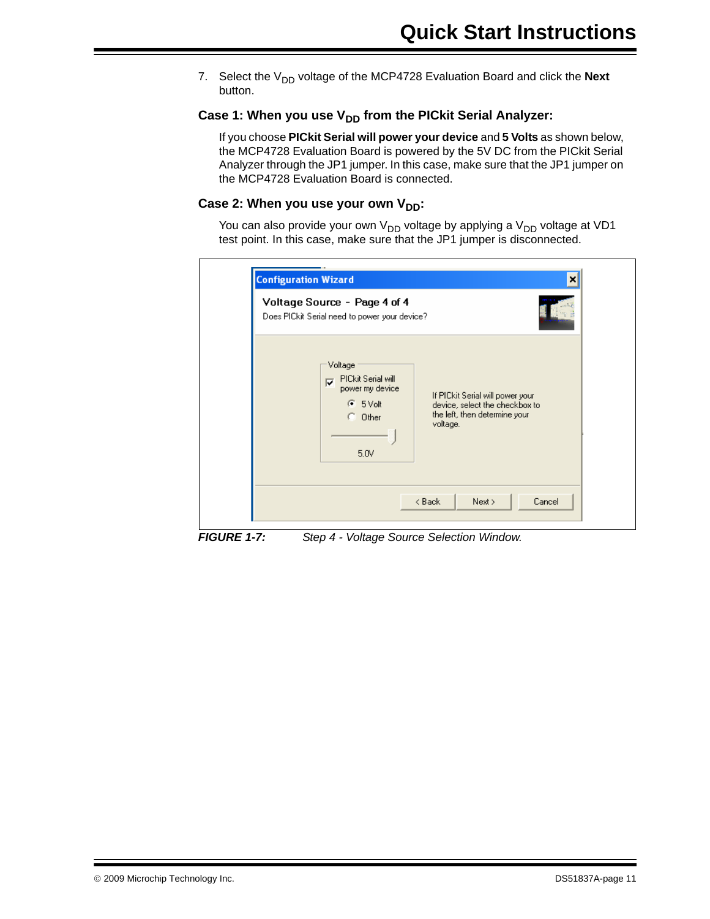7. Select the $V_{DD}$ voltage of the MCP4728 Evaluation Board and click the **Next** button.

### Case 1: When you use $V_{DD}$ from the PICkit Serial Analyzer:

If you choose **PICkit Serial will power your device** and **5 Volts** as shown below, the MCP4728 Evaluation Board is powered by the 5V DC from the PICkit Serial Analyzer through the JP1 jumper. In this case, make sure that the JP1 jumper on the MCP4728 Evaluation Board is connected.

### Case 2: When you use your own $V_{DD}$:

You can also provide your own $V_{DD}$ voltage by applying a $V_{DD}$ voltage at VD1 test point. In this case, make sure that the JP1 jumper is disconnected.

***FIGURE 1-7:*** *Step 4 - Voltage Source Selection Window.*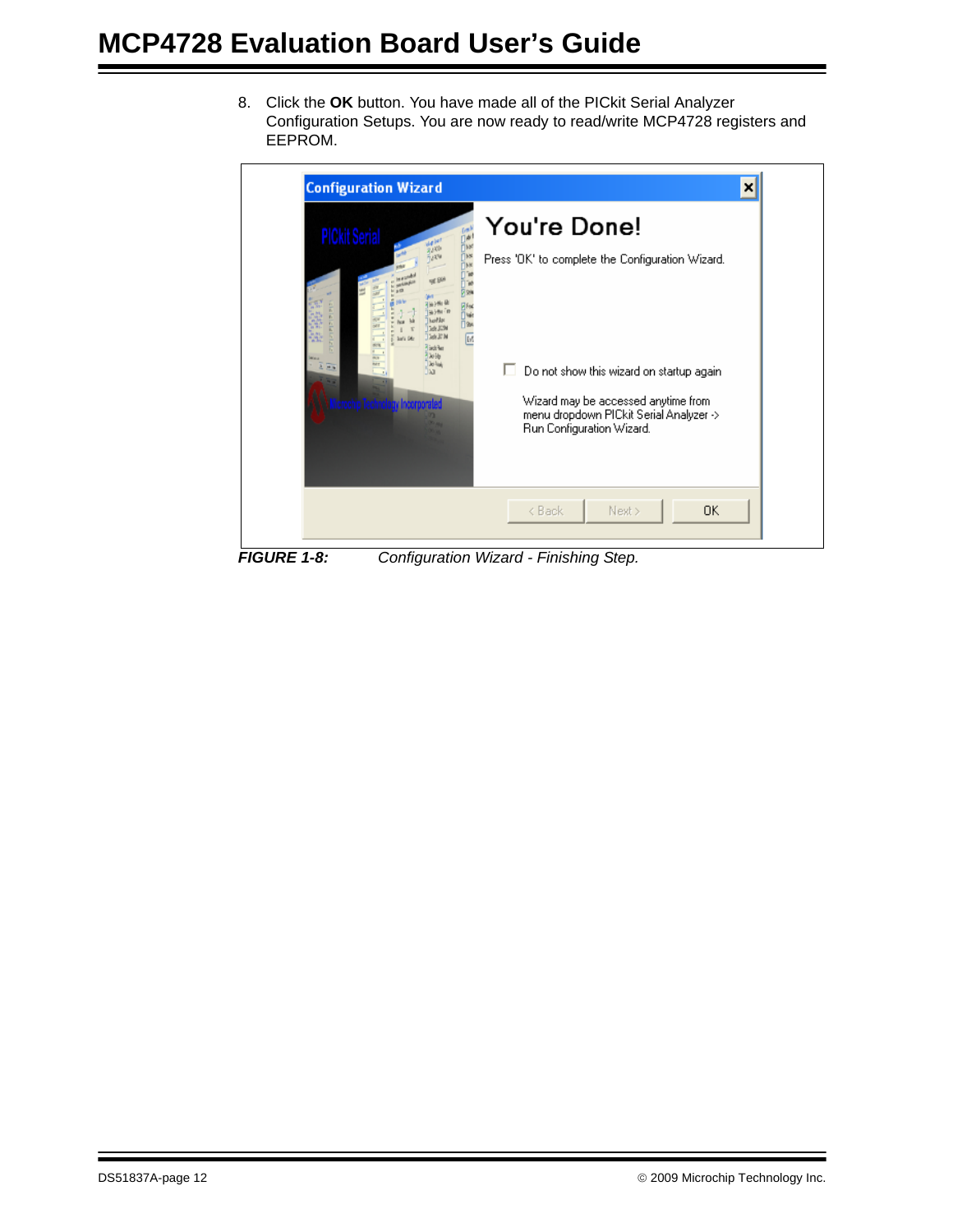8. Click the **OK** button. You have made all of the PICkit Serial Analyzer Configuration Setups. You are now ready to read/write MCP4728 registers and EEPROM.

**FIGURE 1-8:** *Configuration Wizard - Finishing Step.*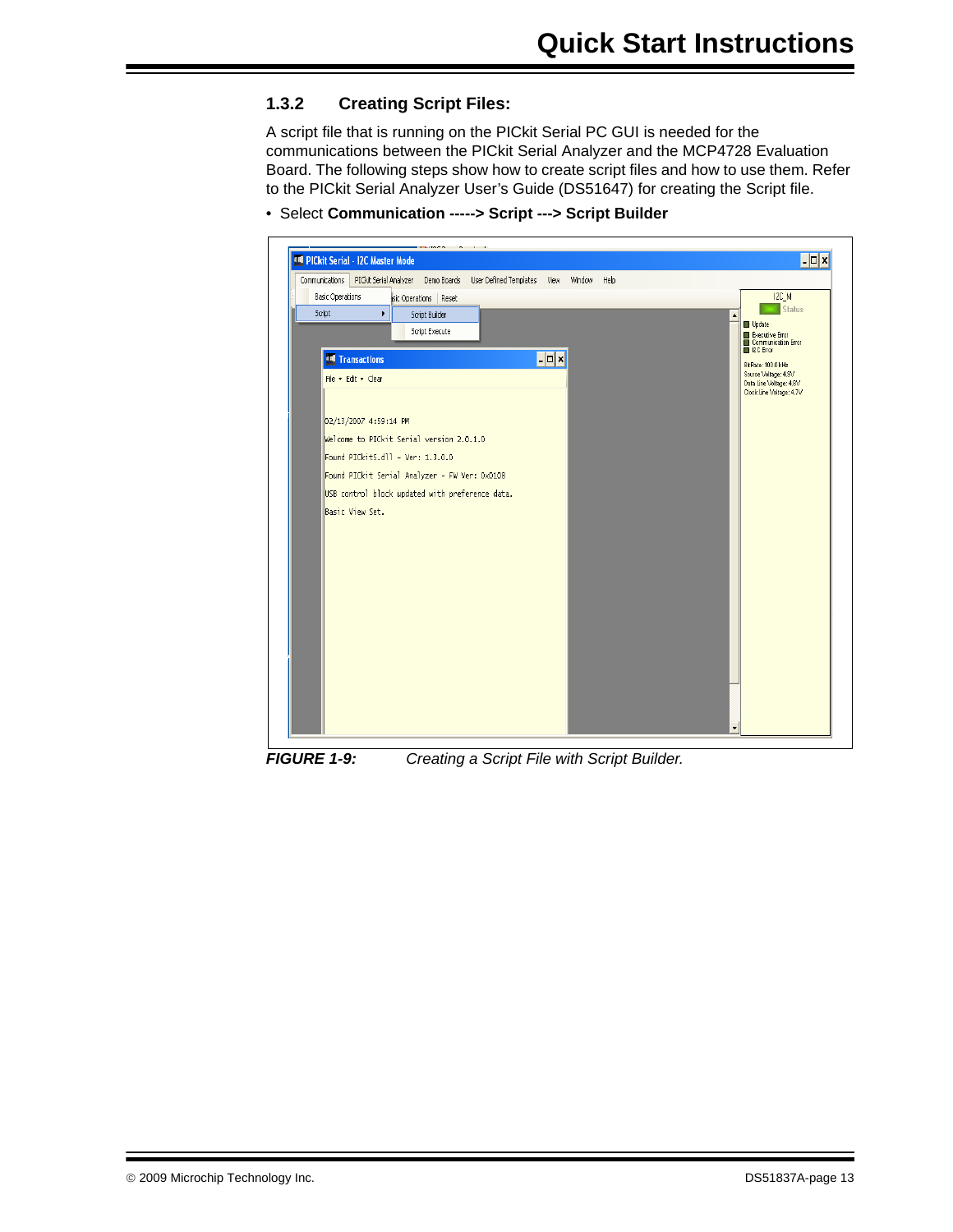### 1.3.2 Creating Script Files:

A script file that is running on the PICkit Serial PC GUI is needed for the communications between the PICkit Serial Analyzer and the MCP4728 Evaluation Board. The following steps show how to create script files and how to use them. Refer to the PICkit Serial Analyzer User's Guide (DS51647) for creating the Script file.

- Select **Communication -----> Script ---> Script Builder**

***FIGURE 1-9:*** *Creating a Script File with Script Builder.*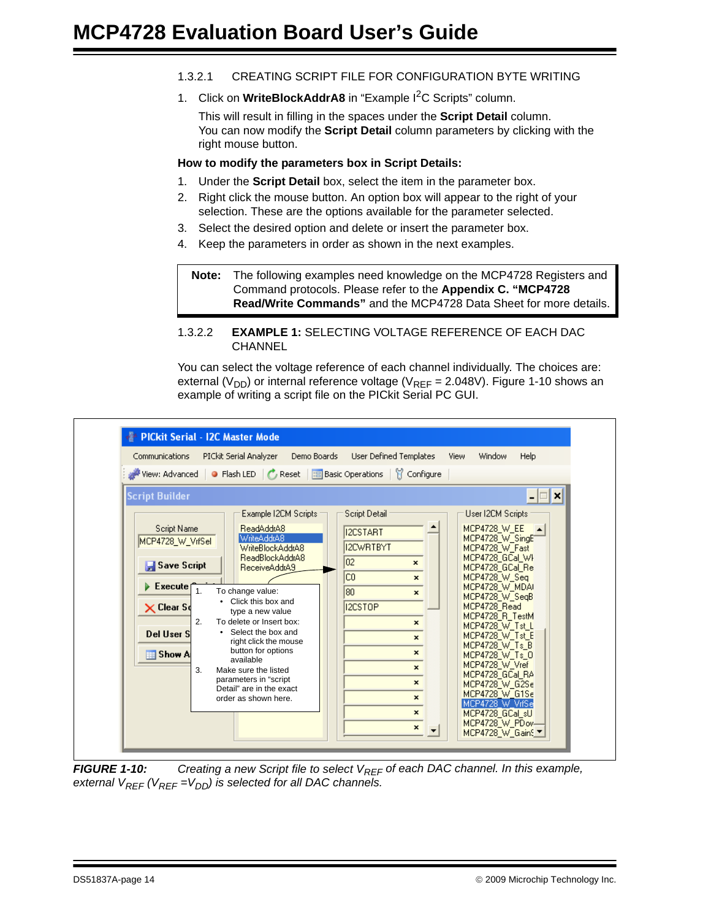### 1.3.2.1 CREATING SCRIPT FILE FOR CONFIGURATION BYTE WRITING

1. Click on **WriteBlockAddrA8** in “Example I$^2$C Scripts” column.

   This will result in filling in the spaces under the **Script Detail** column.
   You can now modify the **Script Detail** column parameters by clicking with the right mouse button.

**How to modify the parameters box in Script Details:**

1. Under the **Script Detail** box, select the item in the parameter box.
2. Right click the mouse button. An option box will appear to the right of your selection. These are the options available for the parameter selected.
3. Select the desired option and delete or insert the parameter box.
4. Keep the parameters in order as shown in the next examples.

> **Note:** The following examples need knowledge on the MCP4728 Registers and Command protocols. Please refer to the **Appendix C. “MCP4728 Read/Write Commands”** and the MCP4728 Data Sheet for more details.

### 1.3.2.2 **EXAMPLE 1:** SELECTING VOLTAGE REFERENCE OF EACH DAC CHANNEL

You can select the voltage reference of each channel individually. The choices are: external ($V_{DD}$) or internal reference voltage ($V_{REF}$ = 2.048V). Figure 1-10 shows an example of writing a script file on the PICkit Serial PC GUI.

PICkit Serial - I2C Master Mode

Communications | PICkit Serial Analyzer | Demo Boards | User Defined Templates | View | Window | Help

View: Advanced | Flash LED | Reset | Basic Operations | Configure

Script Builder

Script Name: MCP4728_W_VrfSel

Save Script | Execute Script | Clear Script | Del User Script | Show All

Example I2CM Scripts: ReadAddrA8, WriteAddrA8, WriteBlockAddrA8, ReadBlockAddrA8, ReceiveAddrA9

Script Detail: I2CSTART, I2CWRTBYT, 02, C0, 80, I2CSTOP

User I2CM Scripts: MCP4728_W_EE, MCP4728_W_SingE, MCP4728_W_Fast, MCP4728_GCal_Wk, MCP4728_GCal_Re, MCP4728_W_Seq, MCP4728_W_MDAI, MCP4728_W_SeqB, MCP4728_Read, MCP4728_R_TestM, MCP4728_W_Tst_L, MCP4728_W_Tst_E, MCP4728_W_Ts_B, MCP4728_W_Ts_0, MCP4728_W_Vref, MCP4728_GCal_RA, MCP4728_W_G2Se, MCP4728_W_G1Se, MCP4728_W_VrfSe, MCP4728_GCal_sU, MCP4728_W_PDow, MCP4728_W_GainS

1. To change value:
   - Click this box and type a new value
2. To delete or Insert box:
   - Select the box and right click the mouse button for options available
3. Make sure the listed parameters in “script Detail” are in the exact order as shown here.

*FIGURE 1-10: Creating a new Script file to select $V_{REF}$ of each DAC channel. In this example, external $V_{REF}$ ($V_{REF}$ =$V_{DD}$) is selected for all DAC channels.*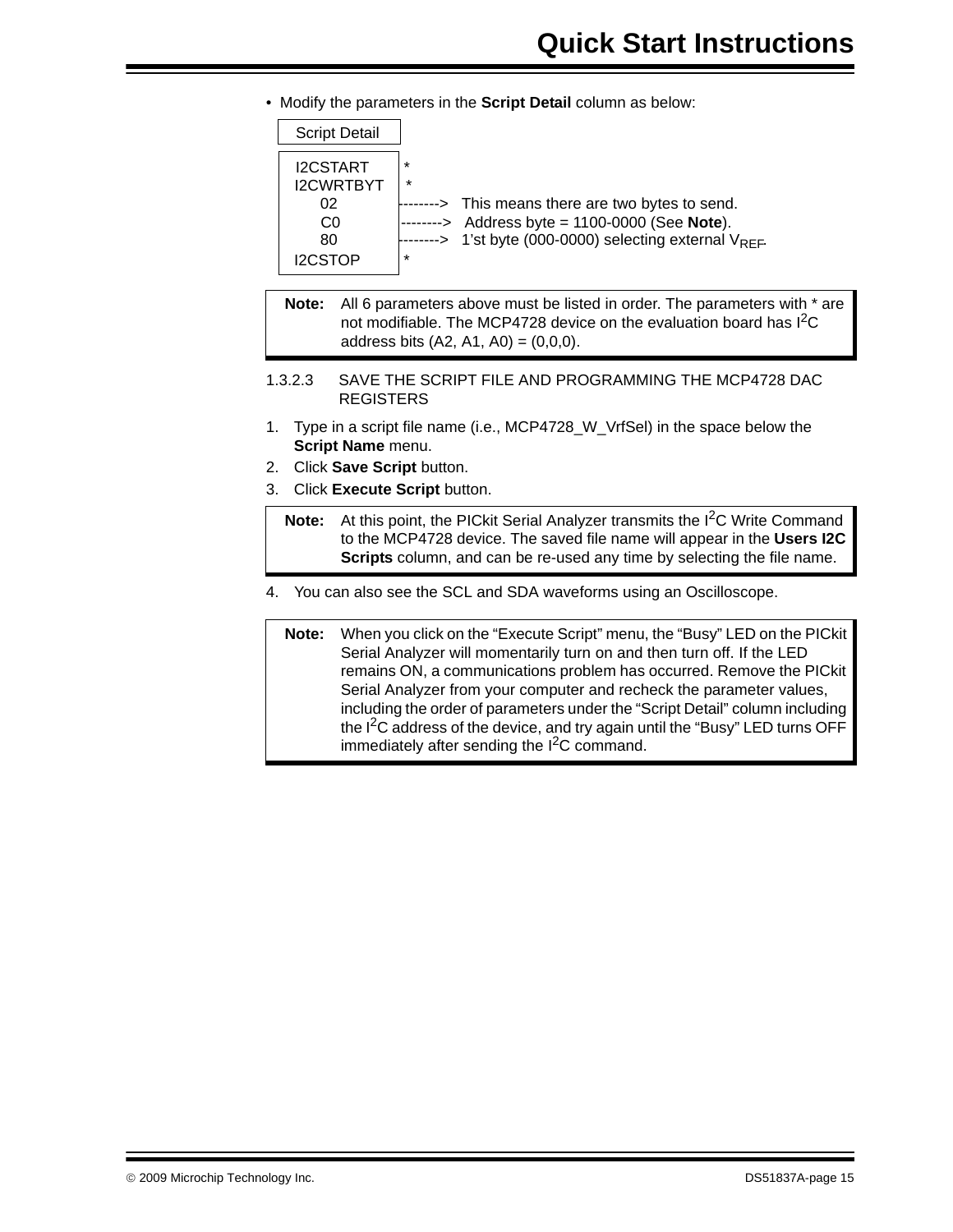- Modify the parameters in the **Script Detail** column as below:

```
Script Detail

I2CSTART     *
I2CWRTBYT    *
    02       -------->  This means there are two bytes to send.
    C0       -------->  Address byte = 1100-0000 (See Note).
    80       -------->  1'st byte (000-0000) selecting external VREF.
I2CSTOP      *
```

> **Note:** All 6 parameters above must be listed in order. The parameters with * are not modifiable. The MCP4728 device on the evaluation board has I²C address bits (A2, A1, A0) = (0,0,0).

#### 1.3.2.3 SAVE THE SCRIPT FILE AND PROGRAMMING THE MCP4728 DAC REGISTERS

1. Type in a script file name (i.e., MCP4728_W_VrfSel) in the space below the **Script Name** menu.
2. Click **Save Script** button.
3. Click **Execute Script** button.

> **Note:** At this point, the PICkit Serial Analyzer transmits the I²C Write Command to the MCP4728 device. The saved file name will appear in the **Users I2C Scripts** column, and can be re-used any time by selecting the file name.

4. You can also see the SCL and SDA waveforms using an Oscilloscope.

> **Note:** When you click on the "Execute Script" menu, the "Busy" LED on the PICkit Serial Analyzer will momentarily turn on and then turn off. If the LED remains ON, a communications problem has occurred. Remove the PICkit Serial Analyzer from your computer and recheck the parameter values, including the order of parameters under the "Script Detail" column including the I²C address of the device, and try again until the "Busy" LED turns OFF immediately after sending the I²C command.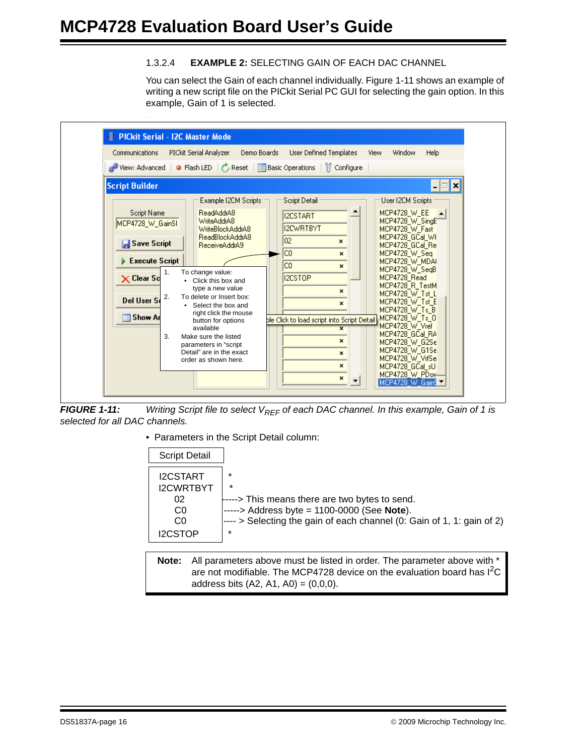### 1.3.2.4 EXAMPLE 2: SELECTING GAIN OF EACH DAC CHANNEL

You can select the Gain of each channel individually. Figure 1-11 shows an example of writing a new script file on the PICkit Serial PC GUI for selecting the gain option. In this example, Gain of 1 is selected.

PICkit Serial - I2C Master Mode

Communications | PICkit Serial Analyzer | Demo Boards | User Defined Templates | View | Window | Help

View: Advanced | Flash LED | Reset | Basic Operations | Configure

Script Builder

Script Name: MCP4728_W_GainSI

Save Script

Execute Script

Clear Sc

Del User S

Show Ar

Example I2CM Scripts:
ReadAddrA8
WriteAddrA8
WriteBlockAddrA8
ReadBlockAddrA8
ReceiveAddrA9

Script Detail:
I2CSTART
I2CWRTBYT
02
C0
C0
I2CSTOP

User I2CM Scripts:
MCP4728_W_EE
MCP4728_W_SingE
MCP4728_W_Fast
MCP4728_GCal_WI
MCP4728_GCal_Re
MCP4728_W_Seq
MCP4728_W_MDAI
MCP4728_W_SeqB
MCP4728_Read
MCP4728_R_TestM
MCP4728_W_Tst_L
MCP4728_W_Tst_E
MCP4728_W_Ts_B
MCP4728_W_Ts_O
MCP4728_W_Vref
MCP4728_GCal_RA
MCP4728_W_G2Se
MCP4728_W_G1Se
MCP4728_W_VrfSe
MCP4728_GCal_sU
MCP4728_W_PDow
MCP4728_W_Gain

ble Click to load script into Script Detail

1. To change value:
   - Click this box and type a new value
2. To delete or Insert box:
   - Select the box and right click the mouse button for options available
3. Make sure the listed parameters in "script Detail" are in the exact order as shown here.

***FIGURE 1-11:*** *Writing Script file to select $V_{REF}$ of each DAC channel. In this example, Gain of 1 is selected for all DAC channels.*

- Parameters in the Script Detail column:

```
Script Detail

I2CSTART     *
I2CWRTBYT    *
   02        ----> This means there are two bytes to send.
   C0        -----> Address byte = 1100-0000 (See Note).
   C0        ---- > Selecting the gain of each channel (0: Gain of 1, 1: gain of 2)
I2CSTOP      *
```

| **Note:** | All parameters above must be listed in order. The parameter above with * are not modifiable. The MCP4728 device on the evaluation board has $I^2C$ address bits (A2, A1, A0) = (0,0,0). |
|---|---|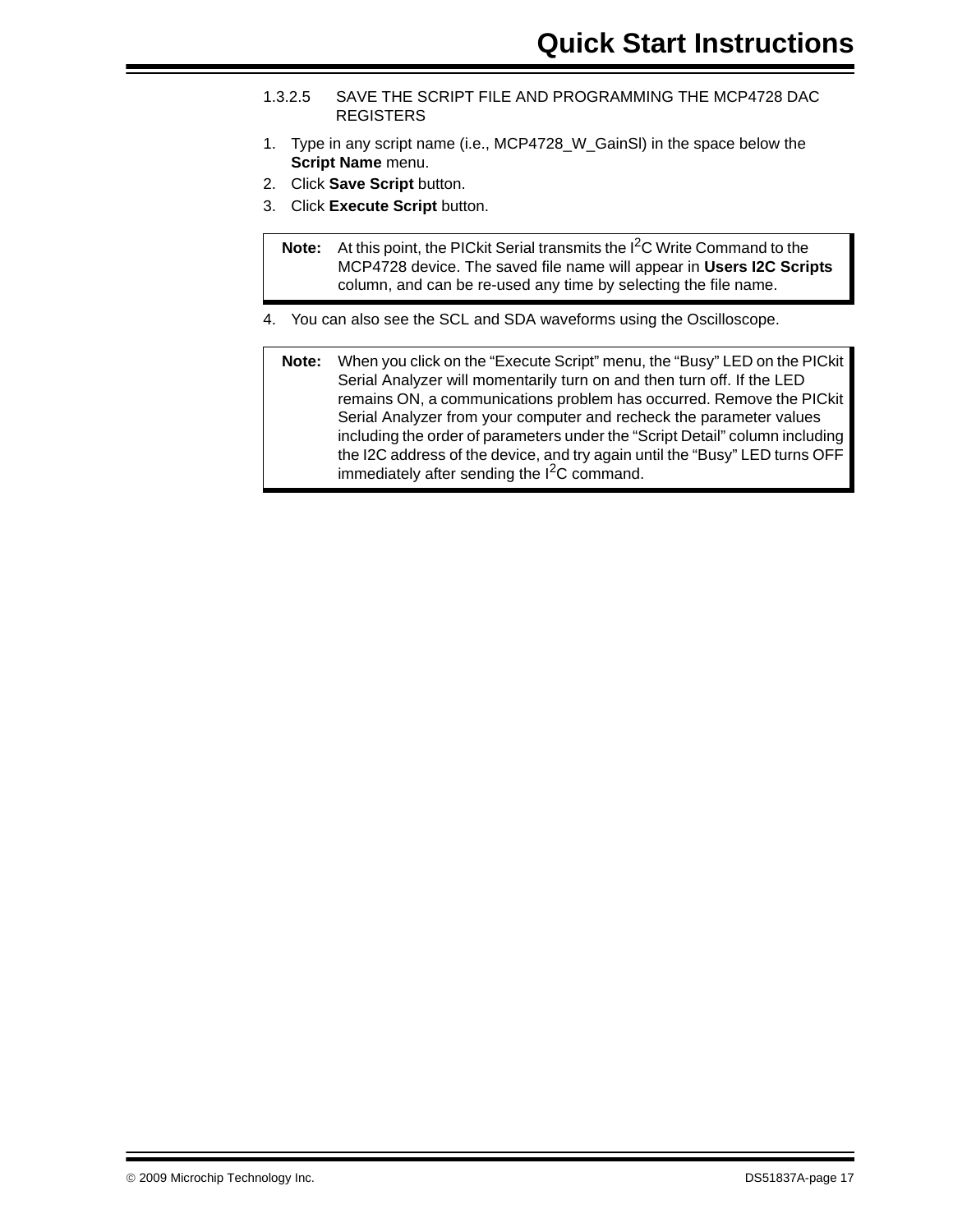#### 1.3.2.5 SAVE THE SCRIPT FILE AND PROGRAMMING THE MCP4728 DAC REGISTERS

1. Type in any script name (i.e., MCP4728_W_GainSl) in the space below the **Script Name** menu.
2. Click **Save Script** button.
3. Click **Execute Script** button.

> **Note:** At this point, the PICkit Serial transmits the I$^2$C Write Command to the MCP4728 device. The saved file name will appear in **Users I2C Scripts** column, and can be re-used any time by selecting the file name.

4. You can also see the SCL and SDA waveforms using the Oscilloscope.

> **Note:** When you click on the "Execute Script" menu, the "Busy" LED on the PICkit Serial Analyzer will momentarily turn on and then turn off. If the LED remains ON, a communications problem has occurred. Remove the PICkit Serial Analyzer from your computer and recheck the parameter values including the order of parameters under the "Script Detail" column including the I2C address of the device, and try again until the "Busy" LED turns OFF immediately after sending the I$^2$C command.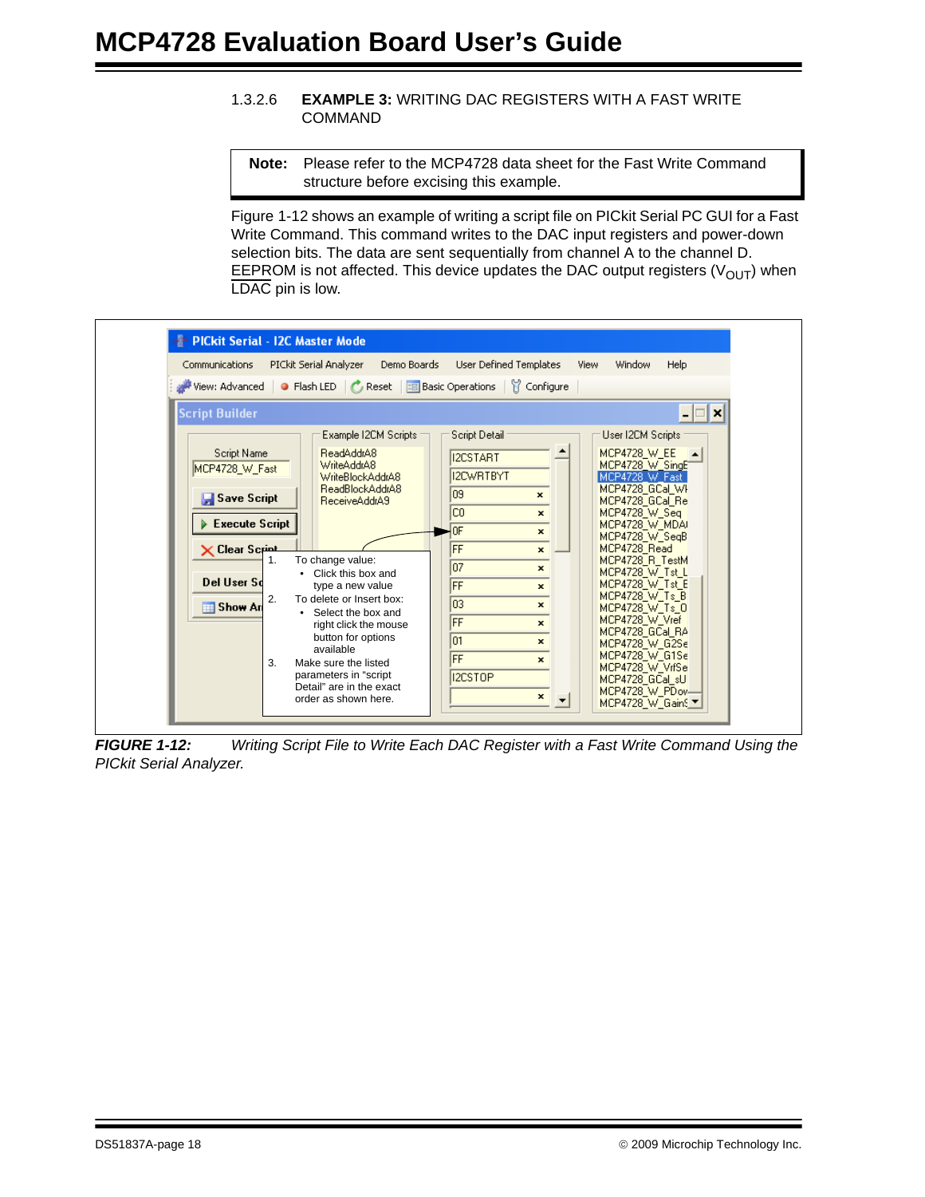### 1.3.2.6 EXAMPLE 3: WRITING DAC REGISTERS WITH A FAST WRITE COMMAND

> **Note:** Please refer to the MCP4728 data sheet for the Fast Write Command structure before excising this example.

Figure 1-12 shows an example of writing a script file on PICkit Serial PC GUI for a Fast Write Command. This command writes to the DAC input registers and power-down selection bits. The data are sent sequentially from channel A to the channel D. EEPROM is not affected. This device updates the DAC output registers ($V_{OUT}$) when LDAC pin is low.

PICkit Serial - I2C Master Mode

Communications | PICkit Serial Analyzer | Demo Boards | User Defined Templates | View | Window | Help

View: Advanced | Flash LED | Reset | Basic Operations | Configure

Script Builder

Script Name: MCP4728_W_Fast

Save Script | Execute Script | Clear Script | Del User Sc | Show Ar

Example I2CM Scripts: ReadAddrA8, WriteAddrA8, WriteBlockAddrA8, ReadBlockAddrA8, ReceiveAddrA9

Script Detail: I2CSTART, I2CWRTBYT, 09, C0, 0F, FF, 07, FF, 03, FF, 01, FF, I2CSTOP

User I2CM Scripts: MCP4728_W_EE, MCP4728_W_SingE, MCP4728_W_Fast, MCP4728_GCal_WI, MCP4728_GCal_Re, MCP4728_W_Seq, MCP4728_W_MDAI, MCP4728_W_SeqB, MCP4728_Read, MCP4728_R_TestM, MCP4728_W_Tst_L, MCP4728_W_Tst_E, MCP4728_W_Ts_B, MCP4728_W_Ts_0, MCP4728_W_Vref, MCP4728_GCal_RA, MCP4728_W_G2Se, MCP4728_W_G1Se, MCP4728_W_VrfSe, MCP4728_GCal_sU, MCP4728_W_PDov, MCP4728_W_GainS

1. To change value:
   - Click this box and type a new value
2. To delete or Insert box:
   - Select the box and right click the mouse button for options available
3. Make sure the listed parameters in "script Detail" are in the exact order as shown here.

*FIGURE 1-12: Writing Script File to Write Each DAC Register with a Fast Write Command Using the PICkit Serial Analyzer.*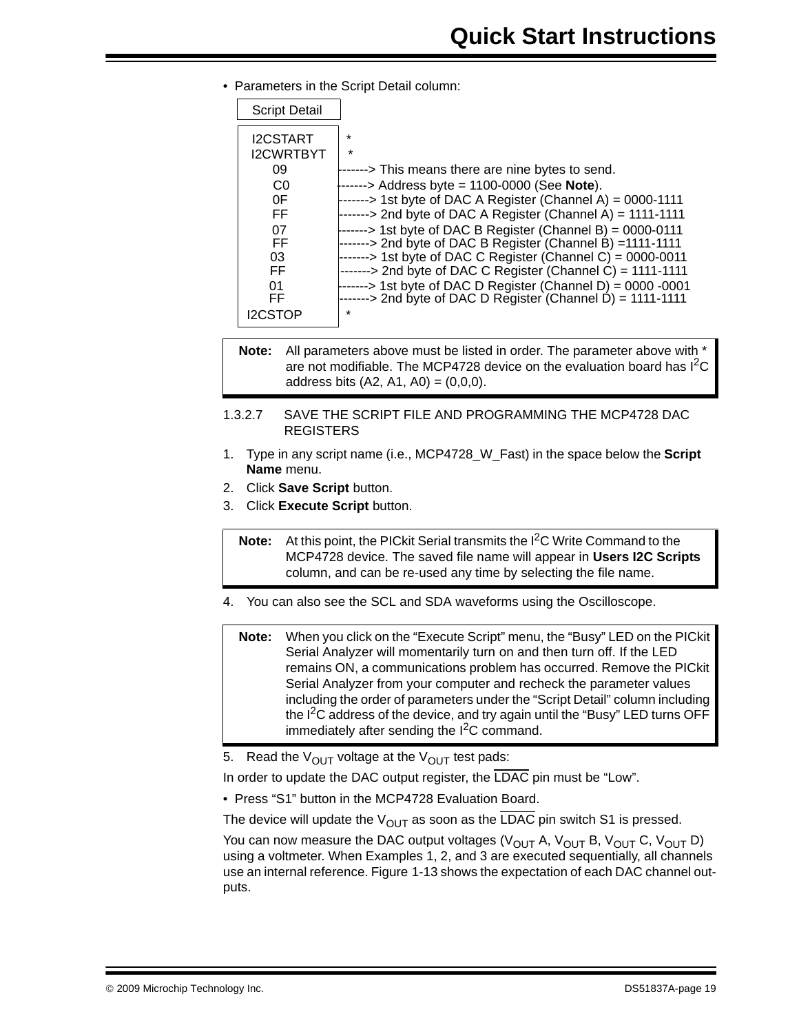- Parameters in the Script Detail column:

```
Script Detail

I2CSTART      *
I2CWRTBYT     *
   09        -------> This means there are nine bytes to send.
   C0        -------> Address byte = 1100-0000 (See Note).
   0F        -------> 1st byte of DAC A Register (Channel A) = 0000-1111
   FF        -------> 2nd byte of DAC A Register (Channel A) = 1111-1111
   07        -------> 1st byte of DAC B Register (Channel B) = 0000-0111
   FF        -------> 2nd byte of DAC B Register (Channel B) =1111-1111
   03        -------> 1st byte of DAC C Register (Channel C) = 0000-0011
   FF        -------> 2nd byte of DAC C Register (Channel C) = 1111-1111
   01        -------> 1st byte of DAC D Register (Channel D) = 0000 -0001
   FF        -------> 2nd byte of DAC D Register (Channel D) = 1111-1111
I2CSTOP       *
```

> **Note:** All parameters above must be listed in order. The parameter above with * are not modifiable. The MCP4728 device on the evaluation board has $I^2C$ address bits (A2, A1, A0) = (0,0,0).

1.3.2.7 SAVE THE SCRIPT FILE AND PROGRAMMING THE MCP4728 DAC REGISTERS

1. Type in any script name (i.e., MCP4728_W_Fast) in the space below the **Script Name** menu.
2. Click **Save Script** button.
3. Click **Execute Script** button.

> **Note:** At this point, the PICkit Serial transmits the $I^2C$ Write Command to the MCP4728 device. The saved file name will appear in **Users I2C Scripts** column, and can be re-used any time by selecting the file name.

4. You can also see the SCL and SDA waveforms using the Oscilloscope.

> **Note:** When you click on the "Execute Script" menu, the "Busy" LED on the PICkit Serial Analyzer will momentarily turn on and then turn off. If the LED remains ON, a communications problem has occurred. Remove the PICkit Serial Analyzer from your computer and recheck the parameter values including the order of parameters under the "Script Detail" column including the $I^2C$ address of the device, and try again until the "Busy" LED turns OFF immediately after sending the $I^2C$ command.

5. Read the $V_{OUT}$ voltage at the $V_{OUT}$ test pads:

In order to update the DAC output register, the $\overline{\text{LDAC}}$ pin must be "Low".

- Press "S1" button in the MCP4728 Evaluation Board.

The device will update the $V_{OUT}$ as soon as the $\overline{\text{LDAC}}$ pin switch S1 is pressed.

You can now measure the DAC output voltages ($V_{OUT}$ A, $V_{OUT}$ B, $V_{OUT}$ C, $V_{OUT}$ D) using a voltmeter. When Examples 1, 2, and 3 are executed sequentially, all channels use an internal reference. Figure 1-13 shows the expectation of each DAC channel outputs.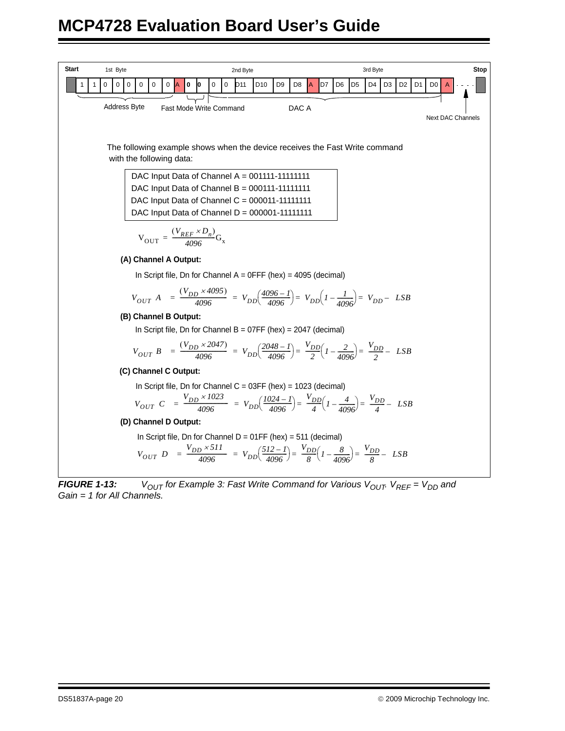| Start | 1st Byte | | | | | | | | | | | | 2nd Byte | | | | | | | | | 3rd Byte | | | | | | | | | Stop |
|---|---|---|---|---|---|---|---|---|---|---|---|---|---|---|---|---|---|---|---|---|---|---|---|---|---|---|---|---|---|---|---|
| | 1 | 1 | 0 | 0 | 0 | 0 | 0 | 0 | A | 0 | 0 | 0 | 0 | D11 | D10 | D9 | D8 | A | D7 | D6 | D5 | D4 | D3 | D2 | D1 | D0 | A | - - - - | | | |

Address Byte — Fast Mode Write Command — DAC A — Next DAC Channels

The following example shows when the device receives the Fast Write command with the following data:

DAC Input Data of Channel A = 001111-11111111
DAC Input Data of Channel B = 000111-11111111
DAC Input Data of Channel C = 000011-11111111
DAC Input Data of Channel D = 000001-11111111

$$V_{OUT} = \frac{(V_{REF} \times D_n)}{4096} G_x$$

**(A) Channel A Output:**

In Script file, Dn for Channel A = 0FFF (hex) = 4095 (decimal)

$$V_{OUT}\ A = \frac{(V_{DD} \times 4095)}{4096} = V_{DD}\left(\frac{4096-1}{4096}\right) = V_{DD}\left(1 - \frac{1}{4096}\right) = V_{DD} - LSB$$

**(B) Channel B Output:**

In Script file, Dn for Channel B = 07FF (hex) = 2047 (decimal)

$$V_{OUT}\ B = \frac{(V_{DD} \times 2047)}{4096} = V_{DD}\left(\frac{2048-1}{4096}\right) = \frac{V_{DD}}{2}\left(1 - \frac{2}{4096}\right) = \frac{V_{DD}}{2} - LSB$$

**(C) Channel C Output:**

In Script file, Dn for Channel C = 03FF (hex) = 1023 (decimal)

$$V_{OUT}\ C = \frac{V_{DD} \times 1023}{4096} = V_{DD}\left(\frac{1024-1}{4096}\right) = \frac{V_{DD}}{4}\left(1 - \frac{4}{4096}\right) = \frac{V_{DD}}{4} - LSB$$

**(D) Channel D Output:**

In Script file, Dn for Channel D = 01FF (hex) = 511 (decimal)

$$V_{OUT}\ D = \frac{V_{DD} \times 511}{4096} = V_{DD}\left(\frac{512-1}{4096}\right) = \frac{V_{DD}}{8}\left(1 - \frac{8}{4096}\right) = \frac{V_{DD}}{8} - LSB$$

***FIGURE 1-13:*** *$V_{OUT}$ for Example 3: Fast Write Command for Various $V_{OUT}$. $V_{REF} = V_{DD}$ and Gain = 1 for All Channels.*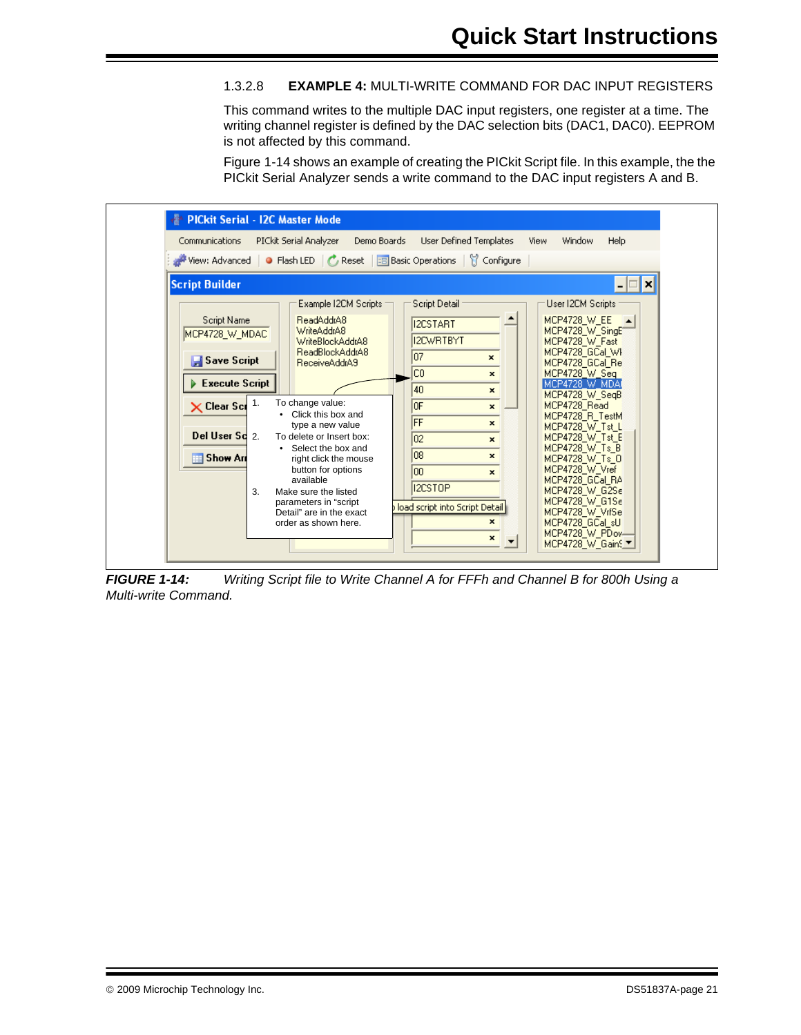#### 1.3.2.8 EXAMPLE 4: MULTI-WRITE COMMAND FOR DAC INPUT REGISTERS

This command writes to the multiple DAC input registers, one register at a time. The writing channel register is defined by the DAC selection bits (DAC1, DAC0). EEPROM is not affected by this command.

Figure 1-14 shows an example of creating the PICkit Script file. In this example, the the PICkit Serial Analyzer sends a write command to the DAC input registers A and B.

PICkit Serial - I2C Master Mode

Communications | PICkit Serial Analyzer | Demo Boards | User Defined Templates | View | Window | Help

View: Advanced | Flash LED | Reset | Basic Operations | Configure

Script Builder

Script Name: MCP4728_W_MDAC

Save Script | Execute Script | Clear Scr | Del User Sc | Show Ar

Example I2CM Scripts:
ReadAddrA8
WriteAddrA8
WriteBlockAddrA8
ReadBlockAddrA8
ReceiveAddrA9

Script Detail:
I2CSTART
I2CWRTBYT
07
C0
40
0F
FF
02
08
00
I2CSTOP

load script into Script Detail

User I2CM Scripts:
MCP4728_W_EE
MCP4728_W_SingE
MCP4728_W_Fast
MCP4728_GCal_Wr
MCP4728_GCal_Re
MCP4728_W_Seq
MCP4728_W_MDA
MCP4728_W_SeqB
MCP4728_Read
MCP4728_R_TestM
MCP4728_W_Tst_L
MCP4728_W_Tst_E
MCP4728_W_Ts_B
MCP4728_W_Ts_O
MCP4728_W_Vref
MCP4728_W_G2Se
MCP4728_GCal_RA
MCP4728_W_G1Se
MCP4728_W_VrfSe
MCP4728_GCal_sU
MCP4728_W_PDov
MCP4728_W_Gain

1. To change value:
   - Click this box and type a new value
2. To delete or Insert box:
   - Select the box and right click the mouse button for options available
3. Make sure the listed parameters in "script Detail" are in the exact order as shown here.

***FIGURE 1-14:*** *Writing Script file to Write Channel A for FFFh and Channel B for 800h Using a Multi-write Command.*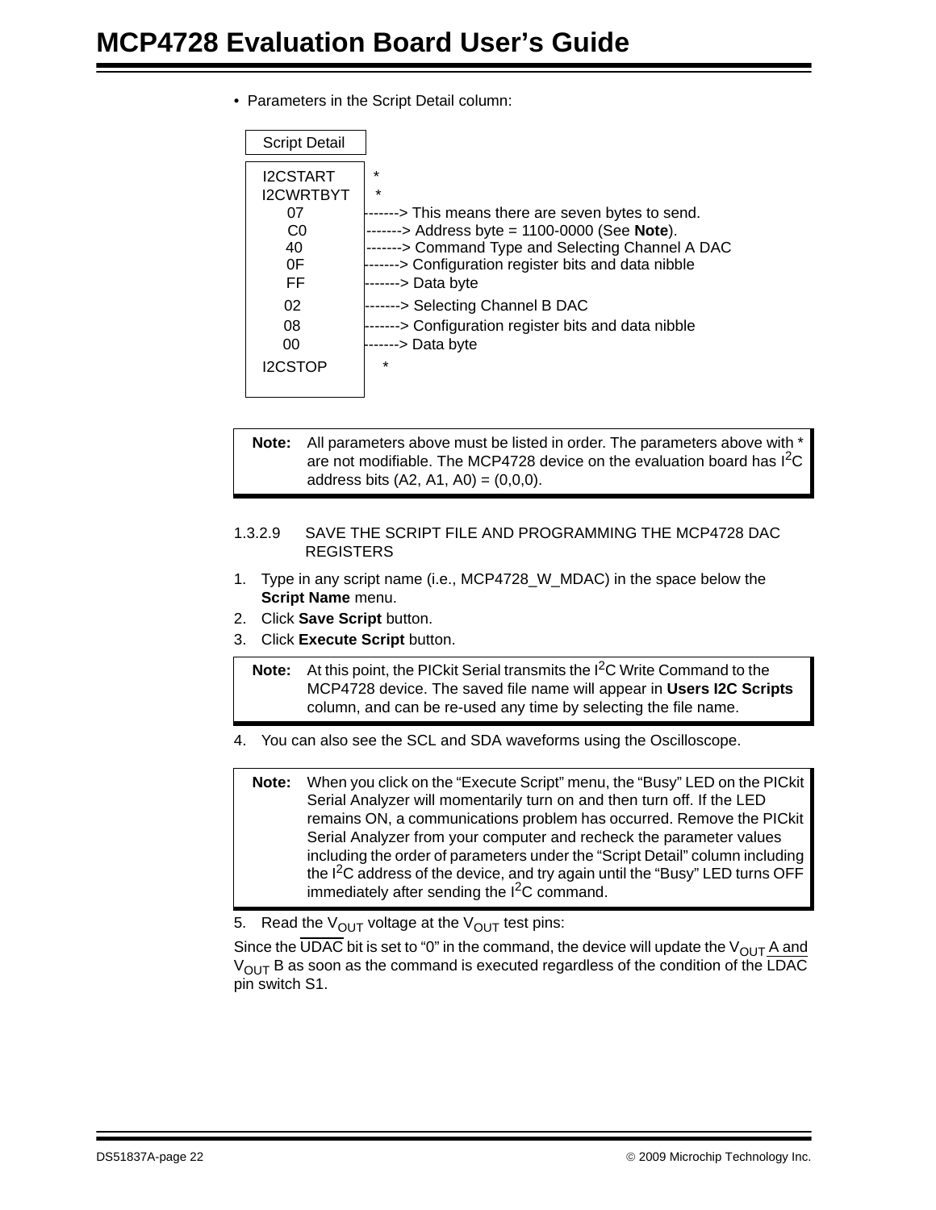- Parameters in the Script Detail column:

```
Script Detail

I2CSTART      *
I2CWRTBYT     *
   07         -------> This means there are seven bytes to send.
   C0         -------> Address byte = 1100-0000 (See Note).
   40         -------> Command Type and Selecting Channel A DAC
   0F         -------> Configuration register bits and data nibble
   FF         -------> Data byte
   02         -------> Selecting Channel B DAC
   08         -------> Configuration register bits and data nibble
   00         -------> Data byte
I2CSTOP       *
```

> **Note:** All parameters above must be listed in order. The parameters above with * are not modifiable. The MCP4728 device on the evaluation board has I²C address bits (A2, A1, A0) = (0,0,0).

#### 1.3.2.9 SAVE THE SCRIPT FILE AND PROGRAMMING THE MCP4728 DAC REGISTERS

1. Type in any script name (i.e., MCP4728_W_MDAC) in the space below the **Script Name** menu.
2. Click **Save Script** button.
3. Click **Execute Script** button.

> **Note:** At this point, the PICkit Serial transmits the I²C Write Command to the MCP4728 device. The saved file name will appear in **Users I2C Scripts** column, and can be re-used any time by selecting the file name.

4. You can also see the SCL and SDA waveforms using the Oscilloscope.

> **Note:** When you click on the "Execute Script" menu, the "Busy" LED on the PICkit Serial Analyzer will momentarily turn on and then turn off. If the LED remains ON, a communications problem has occurred. Remove the PICkit Serial Analyzer from your computer and recheck the parameter values including the order of parameters under the "Script Detail" column including the I²C address of the device, and try again until the "Busy" LED turns OFF immediately after sending the I²C command.

5. Read the $V_{OUT}$ voltage at the $V_{OUT}$ test pins:

Since the $\overline{UDAC}$ bit is set to "0" in the command, the device will update the $V_{OUT}$ A and $V_{OUT}$ B as soon as the command is executed regardless of the condition of the $\overline{LDAC}$ pin switch S1.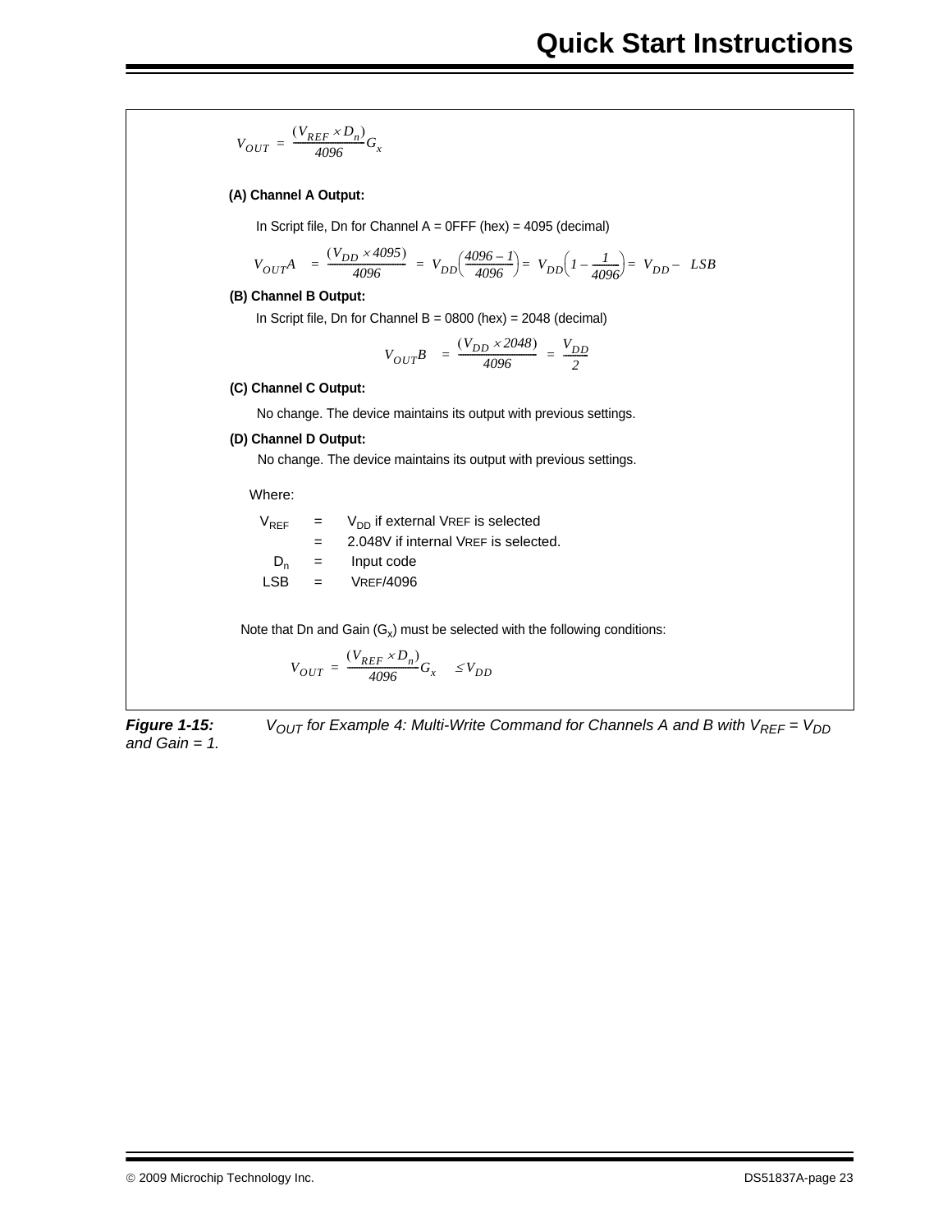$$V_{OUT} = \frac{(V_{REF} \times D_n)}{4096} G_x$$

**(A) Channel A Output:**

In Script file, Dn for Channel A = 0FFF (hex) = 4095 (decimal)

$$V_{OUT}A = \frac{(V_{DD} \times 4095)}{4096} = V_{DD}\left(\frac{4096 - 1}{4096}\right) = V_{DD}\left(1 - \frac{1}{4096}\right) = V_{DD} - LSB$$

**(B) Channel B Output:**

In Script file, Dn for Channel B = 0800 (hex) = 2048 (decimal)

$$V_{OUT}B = \frac{(V_{DD} \times 2048)}{4096} = \frac{V_{DD}}{2}$$

**(C) Channel C Output:**

No change. The device maintains its output with previous settings.

**(D) Channel D Output:**

No change. The device maintains its output with previous settings.

Where:

$V_{REF}$ = $V_{DD}$ if external VREF is selected
= 2.048V if internal VREF is selected.
$D_n$ = Input code
LSB = VREF/4096

Note that Dn and Gain ($G_x$) must be selected with the following conditions:

$$V_{OUT} = \frac{(V_{REF} \times D_n)}{4096} G_x \leq V_{DD}$$

***Figure 1-15:*** *$V_{OUT}$ for Example 4: Multi-Write Command for Channels A and B with $V_{REF}$ = $V_{DD}$ and Gain = 1.*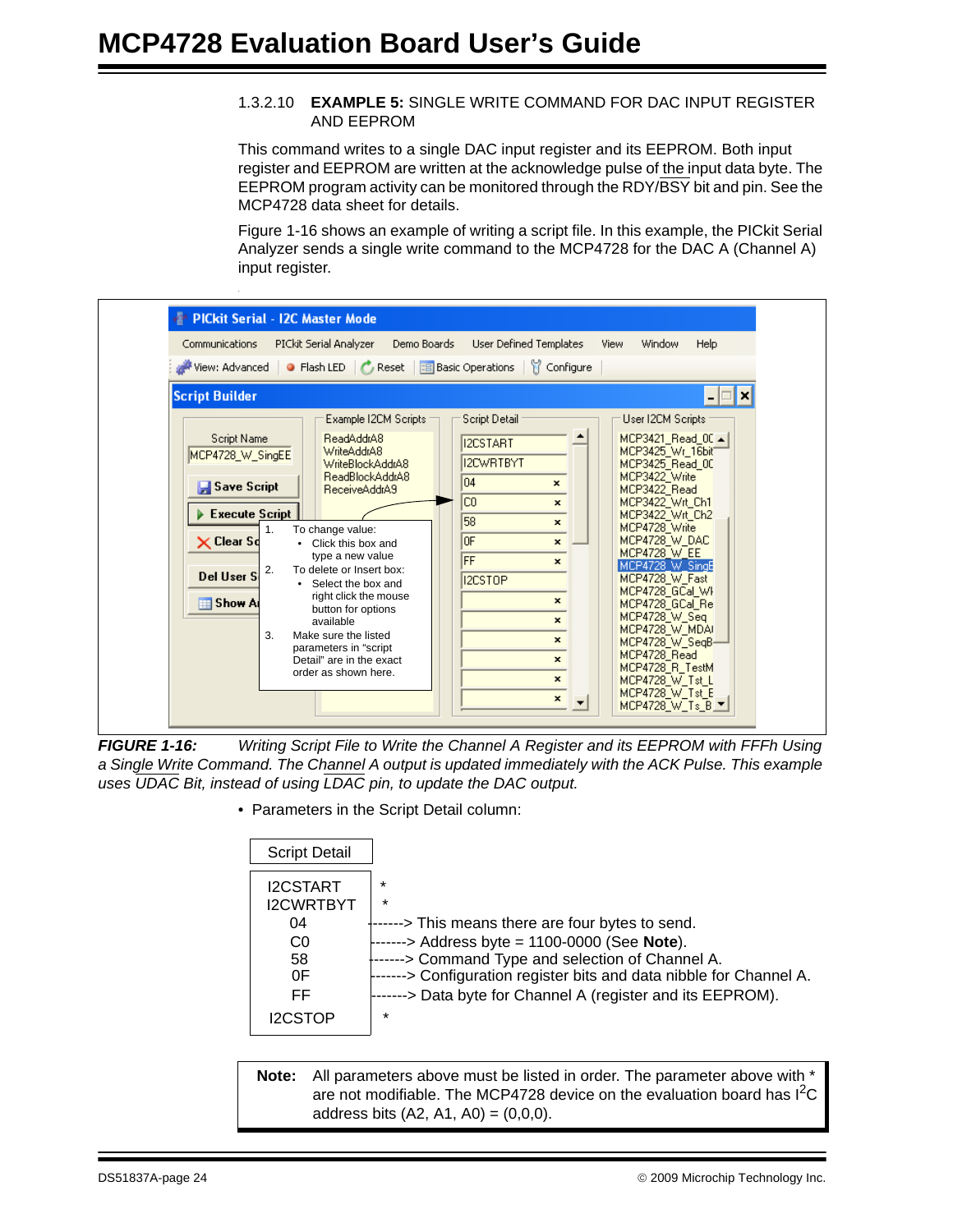#### 1.3.2.10 EXAMPLE 5: SINGLE WRITE COMMAND FOR DAC INPUT REGISTER AND EEPROM

This command writes to a single DAC input register and its EEPROM. Both input register and EEPROM are written at the acknowledge pulse of the input data byte. The EEPROM program activity can be monitored through the RDY/BSY bit and pin. See the MCP4728 data sheet for details.

Figure 1-16 shows an example of writing a script file. In this example, the PICkit Serial Analyzer sends a single write command to the MCP4728 for the DAC A (Channel A) input register.

***FIGURE 1-16:*** *Writing Script File to Write the Channel A Register and its EEPROM with FFFh Using a Single Write Command. The Channel A output is updated immediately with the ACK Pulse. This example uses UDAC Bit, instead of using LDAC pin, to update the DAC output.*

- Parameters in the Script Detail column:

| Script Detail | | |
|---|---|---|
| I2CSTART | * | |
| I2CWRTBYT | * | |
| 04 | -------> | This means there are four bytes to send. |
| C0 | -------> | Address byte = 1100-0000 (See **Note**). |
| 58 | -------> | Command Type and selection of Channel A. |
| 0F | -------> | Configuration register bits and data nibble for Channel A. |
| FF | -------> | Data byte for Channel A (register and its EEPROM). |
| I2CSTOP | * | |

**Note:** All parameters above must be listed in order. The parameter above with * are not modifiable. The MCP4728 device on the evaluation board has I²C address bits (A2, A1, A0) = (0,0,0).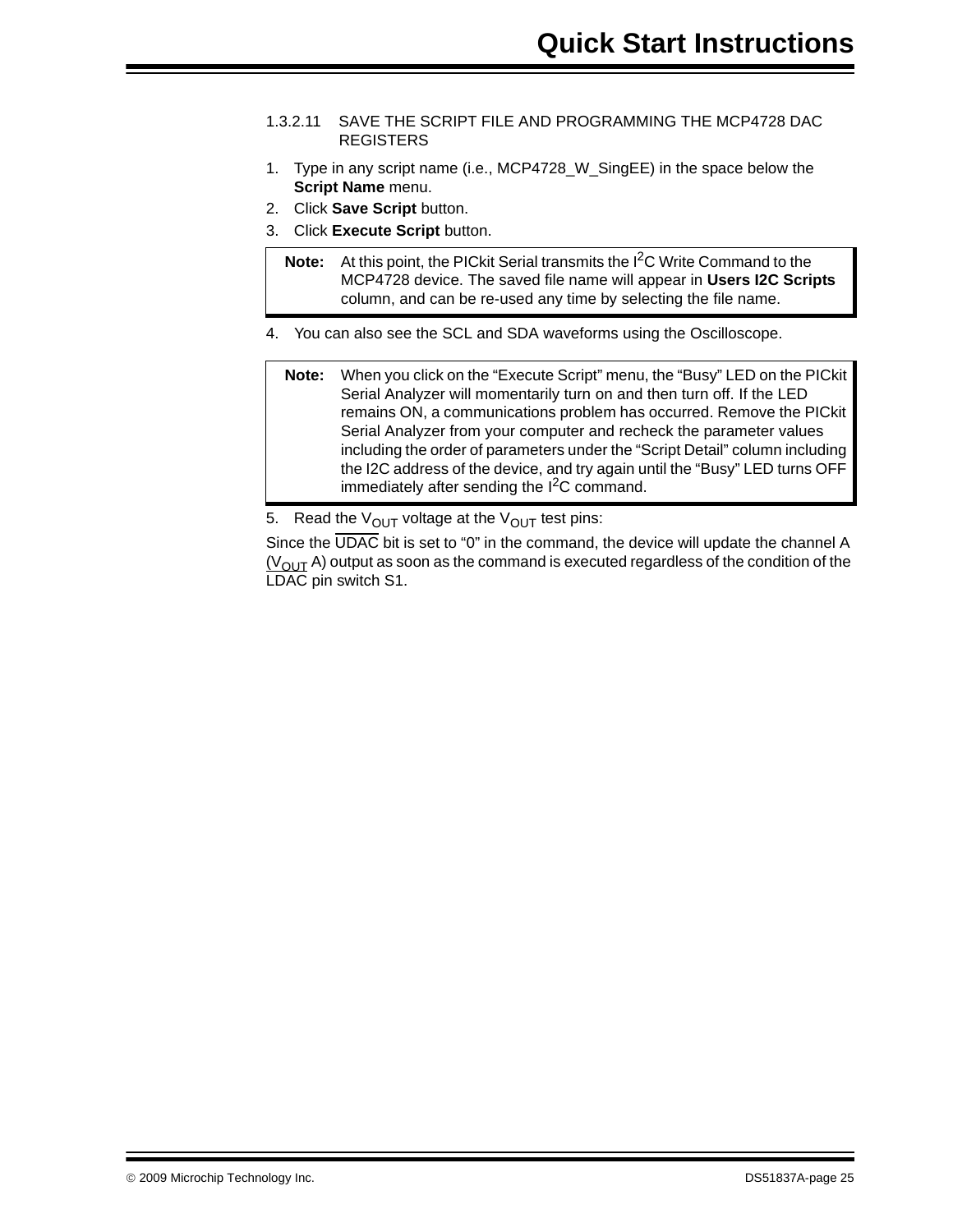#### 1.3.2.11 SAVE THE SCRIPT FILE AND PROGRAMMING THE MCP4728 DAC REGISTERS

1. Type in any script name (i.e., MCP4728_W_SingEE) in the space below the **Script Name** menu.
2. Click **Save Script** button.
3. Click **Execute Script** button.

> **Note:** At this point, the PICkit Serial transmits the $I^2C$ Write Command to the MCP4728 device. The saved file name will appear in **Users I2C Scripts** column, and can be re-used any time by selecting the file name.

4. You can also see the SCL and SDA waveforms using the Oscilloscope.

> **Note:** When you click on the "Execute Script" menu, the "Busy" LED on the PICkit Serial Analyzer will momentarily turn on and then turn off. If the LED remains ON, a communications problem has occurred. Remove the PICkit Serial Analyzer from your computer and recheck the parameter values including the order of parameters under the "Script Detail" column including the I2C address of the device, and try again until the "Busy" LED turns OFF immediately after sending the $I^2C$ command.

5. Read the $V_{OUT}$ voltage at the $V_{OUT}$ test pins:

Since the $\overline{\text{UDAC}}$ bit is set to "0" in the command, the device will update the channel A ($V_{OUT}$ A) output as soon as the command is executed regardless of the condition of the $\overline{\text{LDAC}}$ pin switch S1.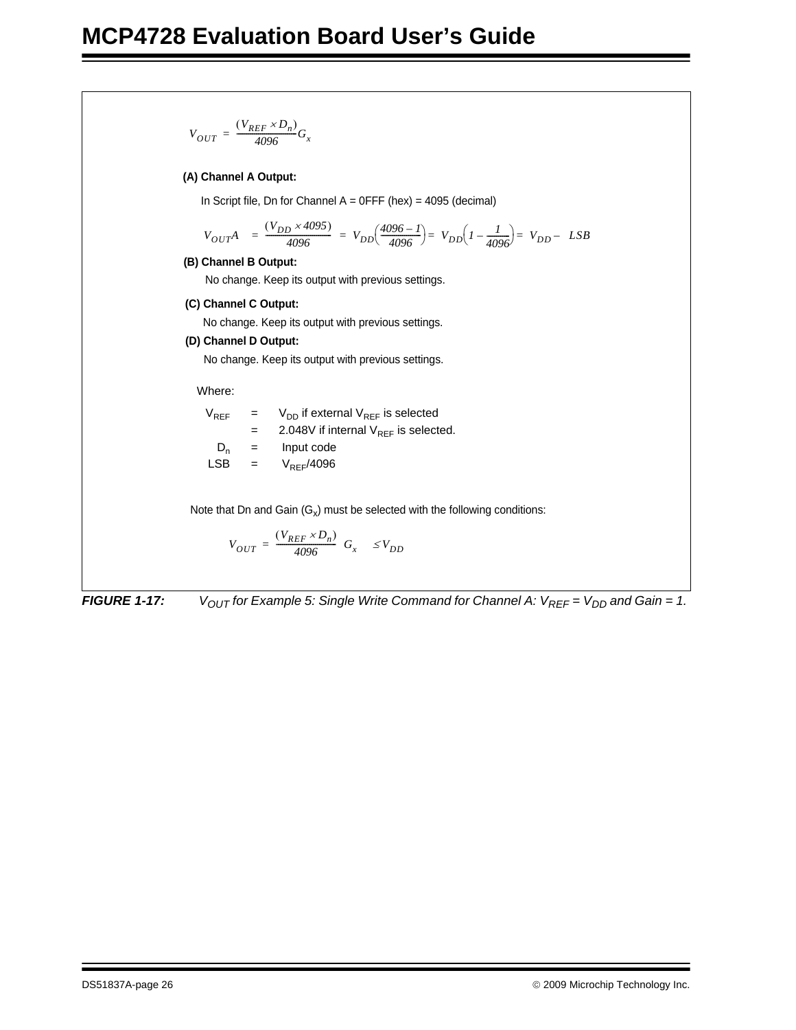$$V_{OUT} = \frac{(V_{REF} \times D_n)}{4096} G_x$$

**(A) Channel A Output:**

In Script file, Dn for Channel A = 0FFF (hex) = 4095 (decimal)

$$V_{OUT}A = \frac{(V_{DD} \times 4095)}{4096} = V_{DD}\left(\frac{4096 - 1}{4096}\right) = V_{DD}\left(1 - \frac{1}{4096}\right) = V_{DD} - LSB$$

**(B) Channel B Output:**

No change. Keep its output with previous settings.

**(C) Channel C Output:**

No change. Keep its output with previous settings.

**(D) Channel D Output:**

No change. Keep its output with previous settings.

Where:

| | | |
|---|---|---|
| $V_{REF}$ | = | $V_{DD}$ if external $V_{REF}$ is selected |
| | = | 2.048V if internal $V_{REF}$ is selected. |
| $D_n$ | = | Input code |
| LSB | = | $V_{REF}$/4096 |

Note that Dn and Gain ($G_x$) must be selected with the following conditions:

$$V_{OUT} = \frac{(V_{REF} \times D_n)}{4096} G_x \leq V_{DD}$$

***FIGURE 1-17:*** *$V_{OUT}$ for Example 5: Single Write Command for Channel A: $V_{REF} = V_{DD}$ and Gain = 1.*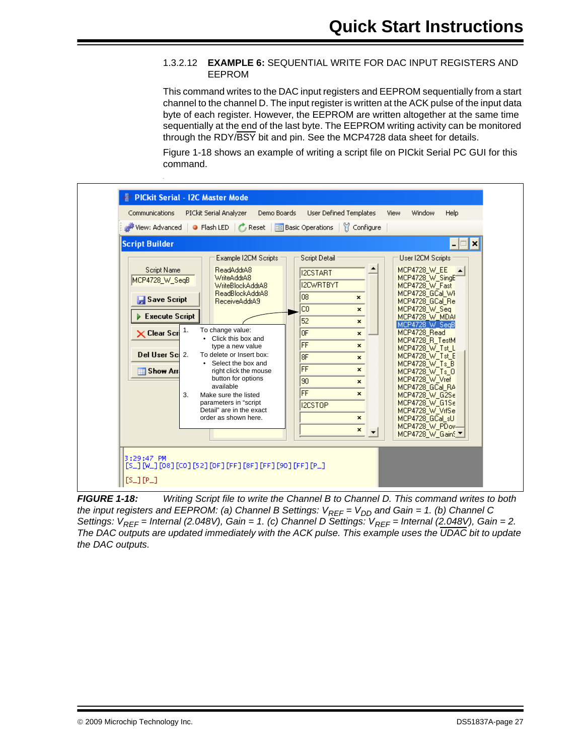#### 1.3.2.12 EXAMPLE 6: SEQUENTIAL WRITE FOR DAC INPUT REGISTERS AND EEPROM

This command writes to the DAC input registers and EEPROM sequentially from a start channel to the channel D. The input register is written at the ACK pulse of the input data byte of each register. However, the EEPROM are written altogether at the same time sequentially at the end of the last byte. The EEPROM writing activity can be monitored through the RDY/$\overline{\text{BSY}}$ bit and pin. See the MCP4728 data sheet for details.

Figure 1-18 shows an example of writing a script file on PICkit Serial PC GUI for this command.

**FIGURE 1-18:** *Writing Script file to write the Channel B to Channel D. This command writes to both the input registers and EEPROM: (a) Channel B Settings: $V_{REF}$ = $V_{DD}$ and Gain = 1. (b) Channel C Settings: $V_{REF}$ = Internal (2.048V), Gain = 1. (c) Channel D Settings: $V_{REF}$ = Internal (2.048V), Gain = 2. The DAC outputs are updated immediately with the ACK pulse. This example uses the $\overline{\text{UDAC}}$ bit to update the DAC outputs.*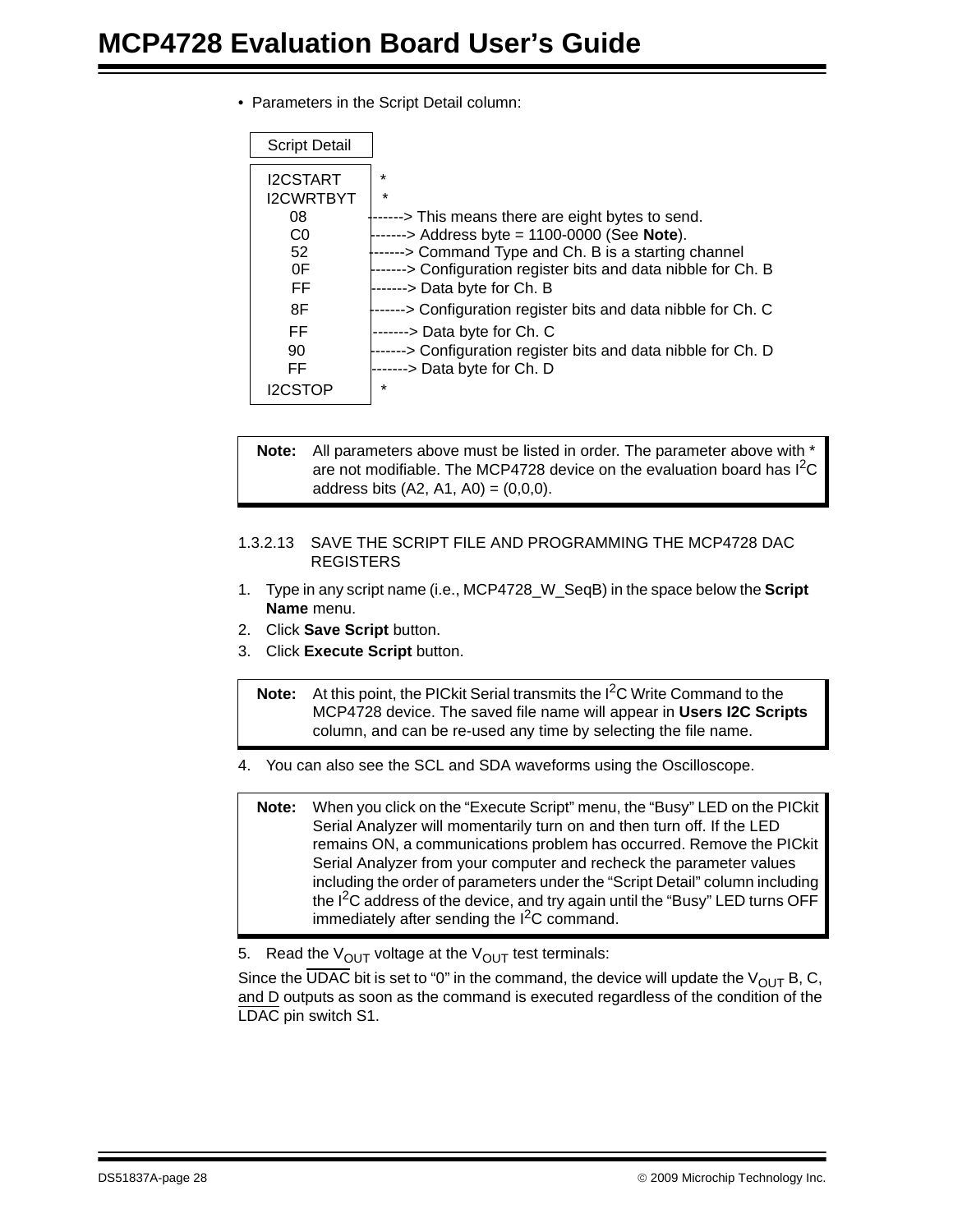- Parameters in the Script Detail column:

```
Script Detail

I2CSTART     *
I2CWRTBYT    *
  08        -------> This means there are eight bytes to send.
  C0        -------> Address byte = 1100-0000 (See Note).
  52        -------> Command Type and Ch. B is a starting channel
  0F        -------> Configuration register bits and data nibble for Ch. B
  FF        -------> Data byte for Ch. B
  8F        -------> Configuration register bits and data nibble for Ch. C
  FF        -------> Data byte for Ch. C
  90        -------> Configuration register bits and data nibble for Ch. D
  FF        -------> Data byte for Ch. D
I2CSTOP      *
```

> **Note:** All parameters above must be listed in order. The parameter above with * are not modifiable. The MCP4728 device on the evaluation board has I²C address bits (A2, A1, A0) = (0,0,0).

#### 1.3.2.13 SAVE THE SCRIPT FILE AND PROGRAMMING THE MCP4728 DAC REGISTERS

1. Type in any script name (i.e., MCP4728_W_SeqB) in the space below the **Script Name** menu.
2. Click **Save Script** button.
3. Click **Execute Script** button.

> **Note:** At this point, the PICkit Serial transmits the I²C Write Command to the MCP4728 device. The saved file name will appear in **Users I2C Scripts** column, and can be re-used any time by selecting the file name.

4. You can also see the SCL and SDA waveforms using the Oscilloscope.

> **Note:** When you click on the “Execute Script” menu, the “Busy” LED on the PICkit Serial Analyzer will momentarily turn on and then turn off. If the LED remains ON, a communications problem has occurred. Remove the PICkit Serial Analyzer from your computer and recheck the parameter values including the order of parameters under the “Script Detail” column including the I²C address of the device, and try again until the “Busy” LED turns OFF immediately after sending the I²C command.

5. Read the $V_{OUT}$ voltage at the $V_{OUT}$ test terminals:

Since the $\overline{\text{UDAC}}$ bit is set to “0” in the command, the device will update the $V_{OUT}$ B, C, and D outputs as soon as the command is executed regardless of the condition of the $\overline{\text{LDAC}}$ pin switch S1.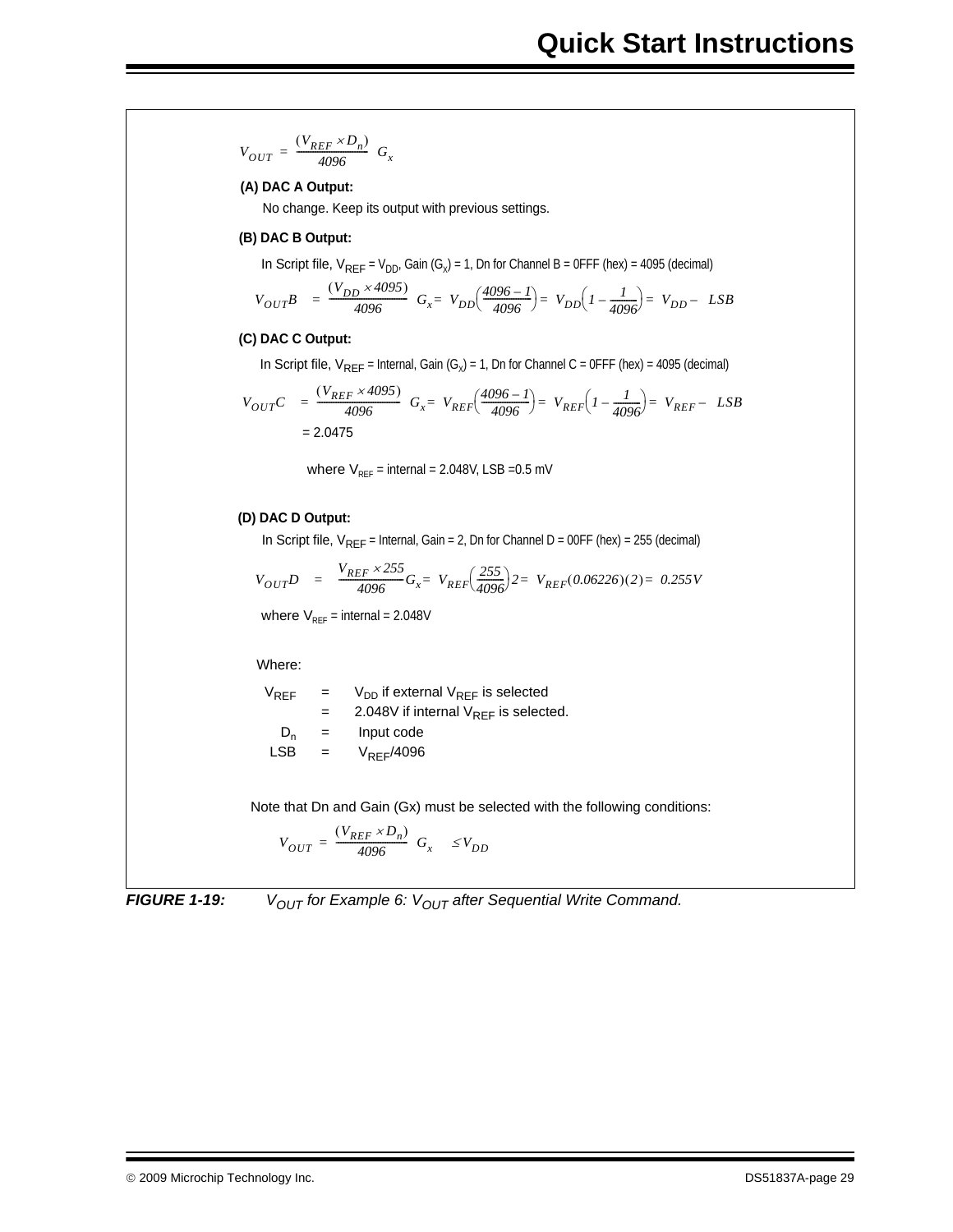$$V_{OUT} = \frac{(V_{REF} \times D_n)}{4096} G_x$$

**(A) DAC A Output:**

No change. Keep its output with previous settings.

**(B) DAC B Output:**

In Script file, $V_{REF} = V_{DD}$, Gain ($G_X$) = 1, Dn for Channel B = 0FFF (hex) = 4095 (decimal)

$$V_{OUT}B = \frac{(V_{DD} \times 4095)}{4096} G_x = V_{DD}\left(\frac{4096-1}{4096}\right) = V_{DD}\left(1 - \frac{1}{4096}\right) = V_{DD} - LSB$$

**(C) DAC C Output:**

In Script file, $V_{REF}$ = Internal, Gain ($G_X$) = 1, Dn for Channel C = 0FFF (hex) = 4095 (decimal)

$$V_{OUT}C = \frac{(V_{REF} \times 4095)}{4096} G_x = V_{REF}\left(\frac{4096-1}{4096}\right) = V_{REF}\left(1 - \frac{1}{4096}\right) = V_{REF} - LSB$$

= 2.0475

where $V_{REF}$ = internal = 2.048V, LSB =0.5 mV

**(D) DAC D Output:**

In Script file, $V_{REF}$ = Internal, Gain = 2, Dn for Channel D = 00FF (hex) = 255 (decimal)

$$V_{OUT}D = \frac{V_{REF} \times 255}{4096} G_x = V_{REF}\left(\frac{255}{4096}\right)2 = V_{REF}(0.06226)(2) = 0.255V$$

where $V_{REF}$ = internal = 2.048V

Where:

| | | |
|---|---|---|
| $V_{REF}$ | = | $V_{DD}$ if external $V_{REF}$ is selected |
| | = | 2.048V if internal $V_{REF}$ is selected. |
| $D_n$ | = | Input code |
| LSB | = | $V_{REF}$/4096 |

Note that Dn and Gain (Gx) must be selected with the following conditions:

$$V_{OUT} = \frac{(V_{REF} \times D_n)}{4096} G_x \leq V_{DD}$$

***FIGURE 1-19:*** *$V_{OUT}$ for Example 6: $V_{OUT}$ after Sequential Write Command.*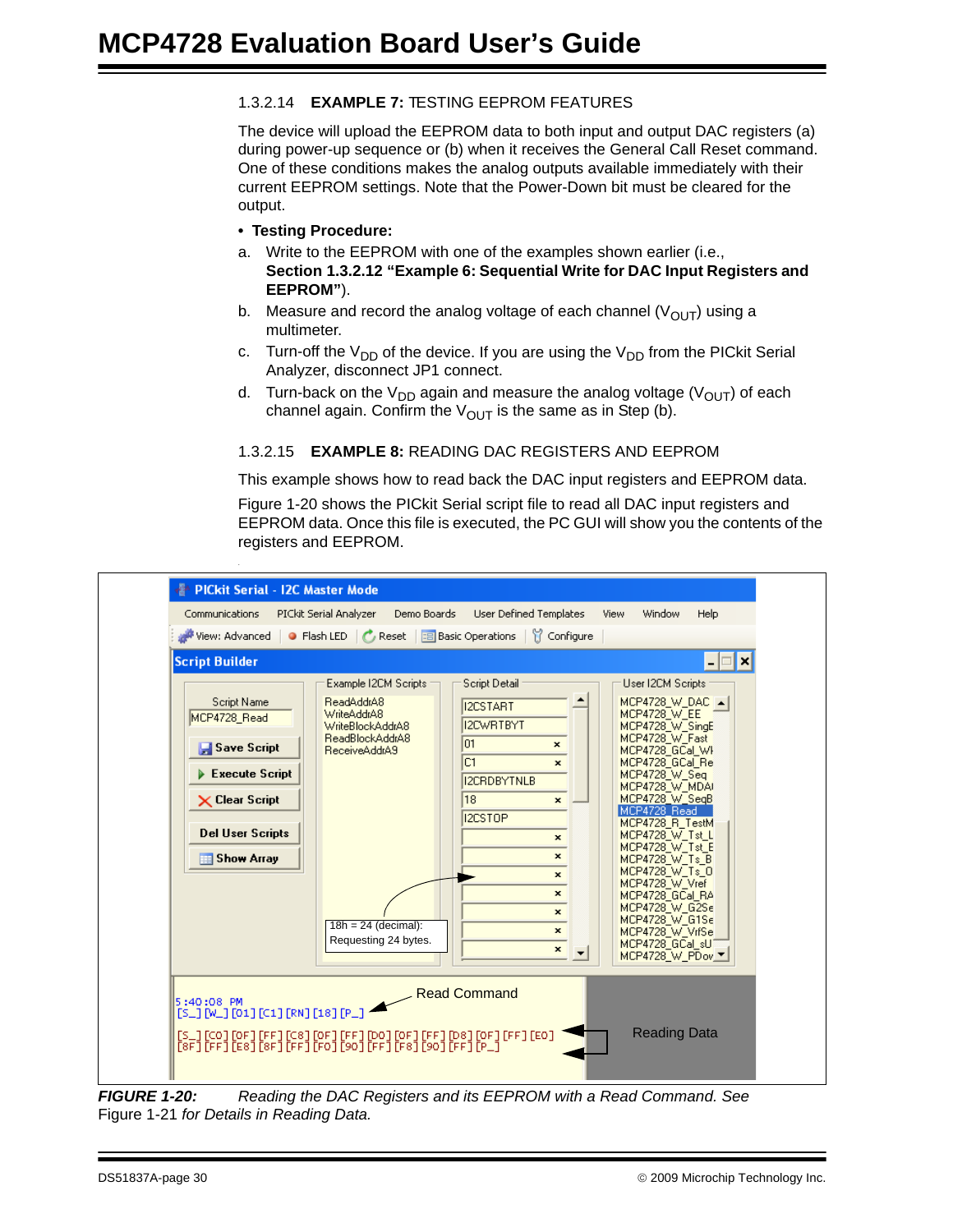### 1.3.2.14 EXAMPLE 7: TESTING EEPROM FEATURES

The device will upload the EEPROM data to both input and output DAC registers (a) during power-up sequence or (b) when it receives the General Call Reset command. One of these conditions makes the analog outputs available immediately with their current EEPROM settings. Note that the Power-Down bit must be cleared for the output.

- **Testing Procedure:**

a. Write to the EEPROM with one of the examples shown earlier (i.e., **Section 1.3.2.12 "Example 6: Sequential Write for DAC Input Registers and EEPROM"**).

b. Measure and record the analog voltage of each channel ($V_{OUT}$) using a multimeter.

c. Turn-off the $V_{DD}$ of the device. If you are using the $V_{DD}$ from the PICkit Serial Analyzer, disconnect JP1 connect.

d. Turn-back on the $V_{DD}$ again and measure the analog voltage ($V_{OUT}$) of each channel again. Confirm the $V_{OUT}$ is the same as in Step (b).

### 1.3.2.15 EXAMPLE 8: READING DAC REGISTERS AND EEPROM

This example shows how to read back the DAC input registers and EEPROM data.

Figure 1-20 shows the PICkit Serial script file to read all DAC input registers and EEPROM data. Once this file is executed, the PC GUI will show you the contents of the registers and EEPROM.

**FIGURE 1-20:** *Reading the DAC Registers and its EEPROM with a Read Command. See* Figure 1-21 *for Details in Reading Data.*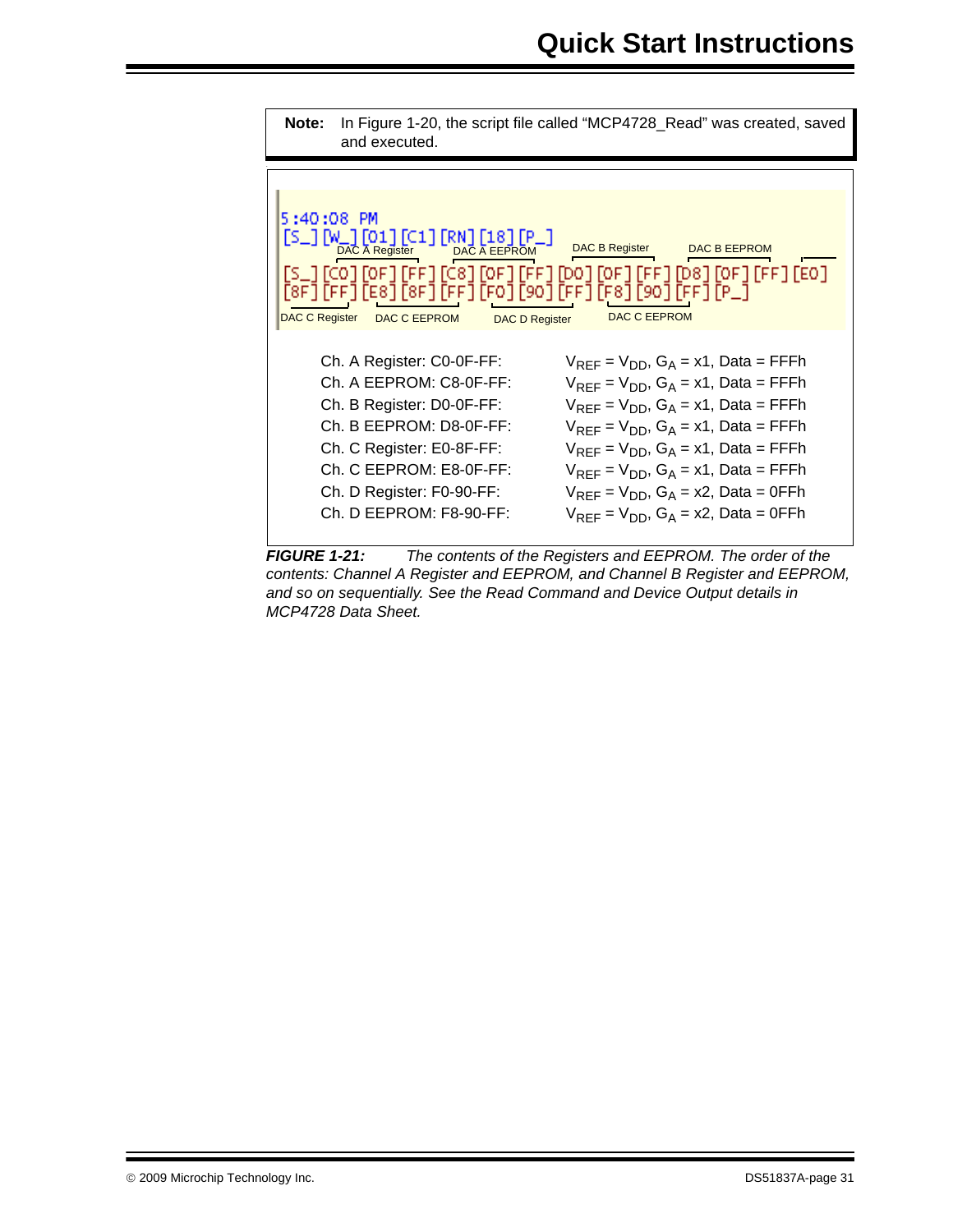**Note:** In Figure 1-20, the script file called "MCP4728_Read" was created, saved and executed.

```
5:40:08 PM
[S_] [W_] [01] [C1] [RN] [18] [P_]
[S_] [C0] [0F] [FF] [C8] [0F] [FF] [D0] [0F] [FF] [D8] [0F] [FF] [E0]
[8F] [FF] [E8] [8F] [FF] [F0] [90] [FF] [F8] [90] [FF] [P_]
```

DAC A Register, DAC A EEPROM, DAC B Register, DAC B EEPROM, DAC C Register, DAC C EEPROM, DAC D Register, DAC C EEPROM

| | |
|---|---|
| Ch. A Register: C0-0F-FF: | $V_{REF} = V_{DD}$, $G_A$ = x1, Data = FFFh |
| Ch. A EEPROM: C8-0F-FF: | $V_{REF} = V_{DD}$, $G_A$ = x1, Data = FFFh |
| Ch. B Register: D0-0F-FF: | $V_{REF} = V_{DD}$, $G_A$ = x1, Data = FFFh |
| Ch. B EEPROM: D8-0F-FF: | $V_{REF} = V_{DD}$, $G_A$ = x1, Data = FFFh |
| Ch. C Register: E0-8F-FF: | $V_{REF} = V_{DD}$, $G_A$ = x1, Data = FFFh |
| Ch. C EEPROM: E8-0F-FF: | $V_{REF} = V_{DD}$, $G_A$ = x1, Data = FFFh |
| Ch. D Register: F0-90-FF: | $V_{REF} = V_{DD}$, $G_A$ = x2, Data = 0FFh |
| Ch. D EEPROM: F8-90-FF: | $V_{REF} = V_{DD}$, $G_A$ = x2, Data = 0FFh |

***FIGURE 1-21:*** *The contents of the Registers and EEPROM. The order of the contents: Channel A Register and EEPROM, and Channel B Register and EEPROM, and so on sequentially. See the Read Command and Device Output details in MCP4728 Data Sheet.*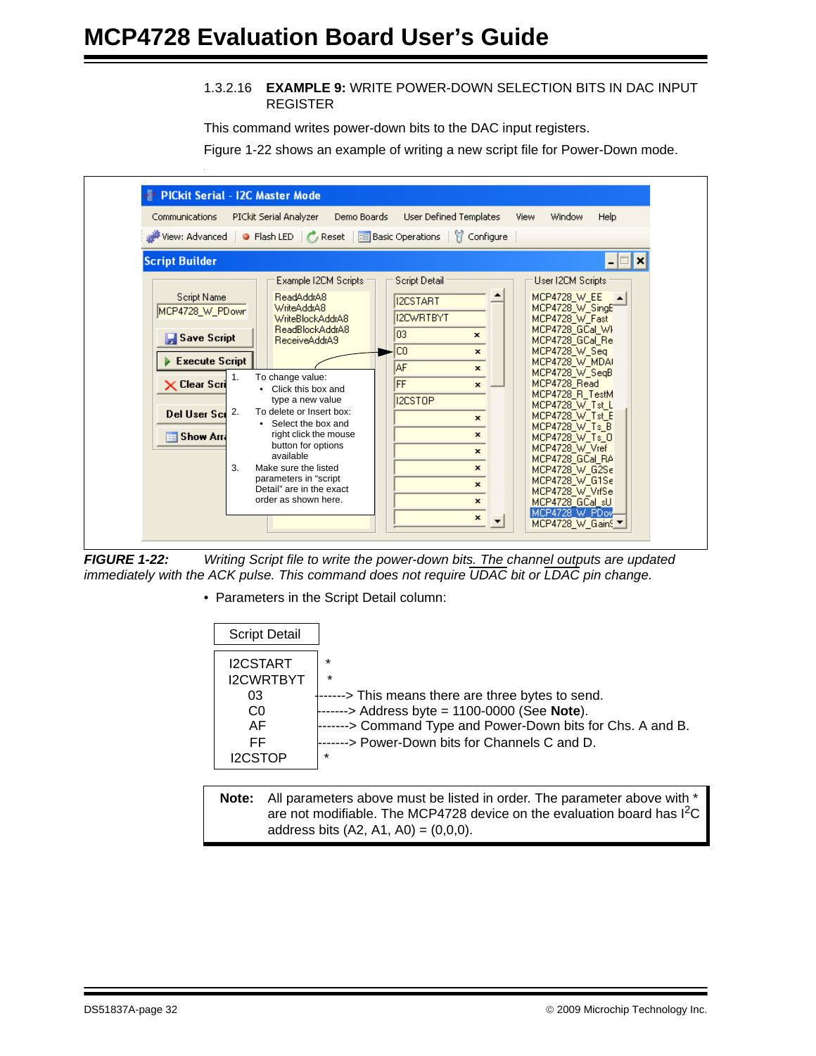### 1.3.2.16 EXAMPLE 9: WRITE POWER-DOWN SELECTION BITS IN DAC INPUT REGISTER

This command writes power-down bits to the DAC input registers.

Figure 1-22 shows an example of writing a new script file for Power-Down mode.

**FIGURE 1-22:** *Writing Script file to write the power-down bits. The channel outputs are updated immediately with the ACK pulse. This command does not require UDAC bit or LDAC pin change.*

- Parameters in the Script Detail column:

```
Script Detail

I2CSTART      *
I2CWRTBYT     *
   03        -------> This means there are three bytes to send.
   C0        -------> Address byte = 1100-0000 (See Note).
   AF        -------> Command Type and Power-Down bits for Chs. A and B.
   FF        -------> Power-Down bits for Channels C and D.
I2CSTOP       *
```

> **Note:** All parameters above must be listed in order. The parameter above with * are not modifiable. The MCP4728 device on the evaluation board has $I^2C$ address bits (A2, A1, A0) = (0,0,0).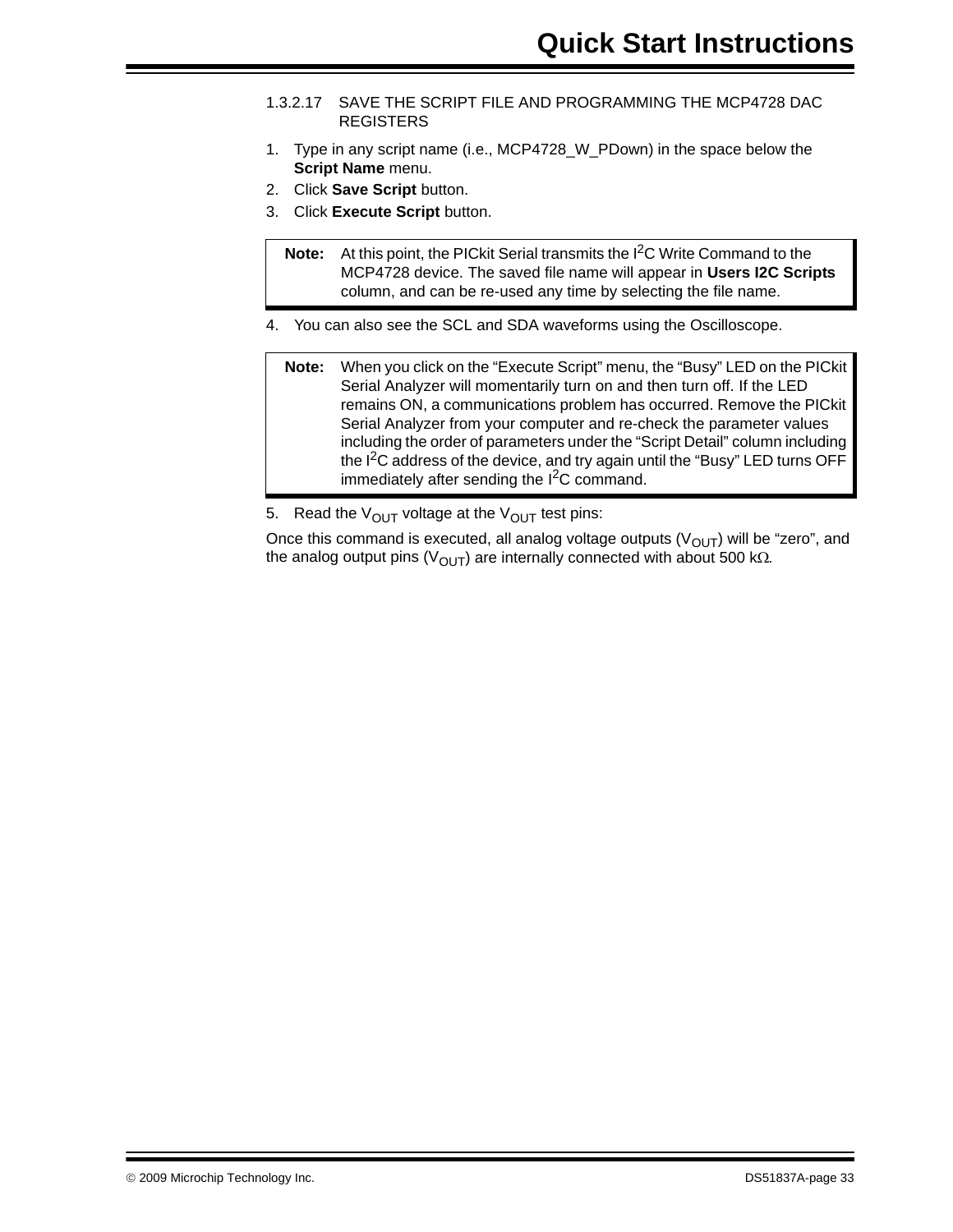#### 1.3.2.17 SAVE THE SCRIPT FILE AND PROGRAMMING THE MCP4728 DAC REGISTERS

1. Type in any script name (i.e., MCP4728_W_PDown) in the space below the **Script Name** menu.
2. Click **Save Script** button.
3. Click **Execute Script** button.

> **Note:** At this point, the PICkit Serial transmits the $I^2C$ Write Command to the MCP4728 device. The saved file name will appear in **Users I2C Scripts** column, and can be re-used any time by selecting the file name.

4. You can also see the SCL and SDA waveforms using the Oscilloscope.

> **Note:** When you click on the “Execute Script” menu, the “Busy” LED on the PICkit Serial Analyzer will momentarily turn on and then turn off. If the LED remains ON, a communications problem has occurred. Remove the PICkit Serial Analyzer from your computer and re-check the parameter values including the order of parameters under the “Script Detail” column including the $I^2C$ address of the device, and try again until the “Busy” LED turns OFF immediately after sending the $I^2C$ command.

5. Read the $V_{OUT}$ voltage at the $V_{OUT}$ test pins:

Once this command is executed, all analog voltage outputs ($V_{OUT}$) will be “zero”, and the analog output pins ($V_{OUT}$) are internally connected with about 500 kΩ.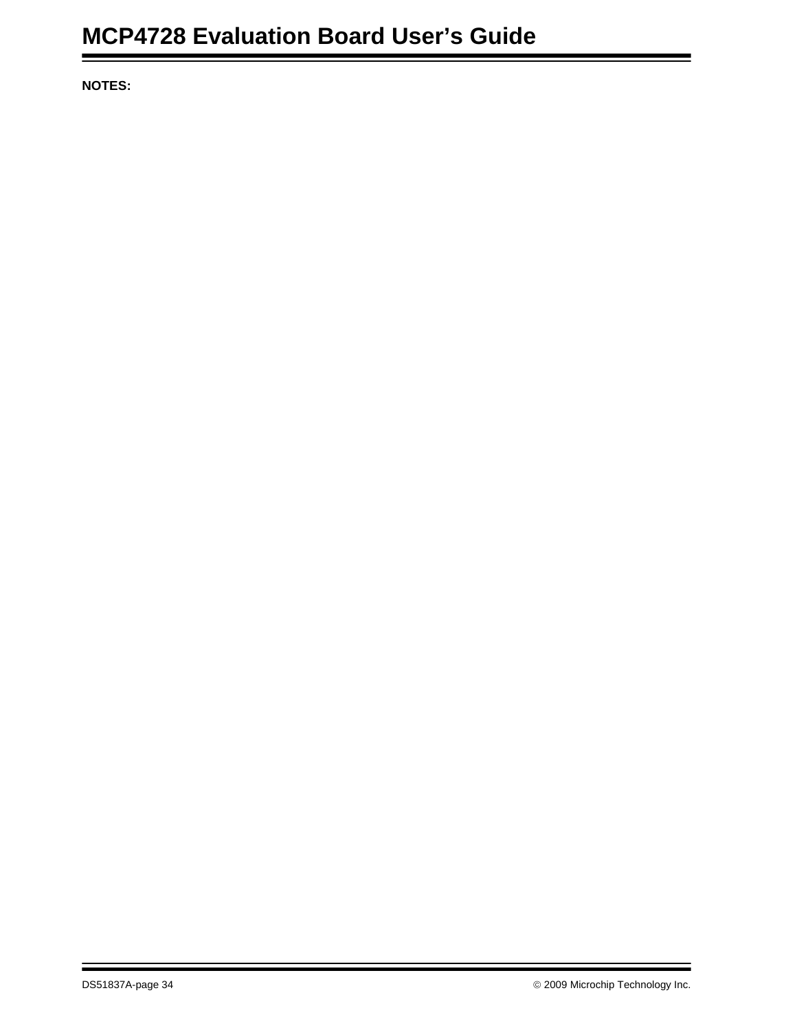**NOTES:**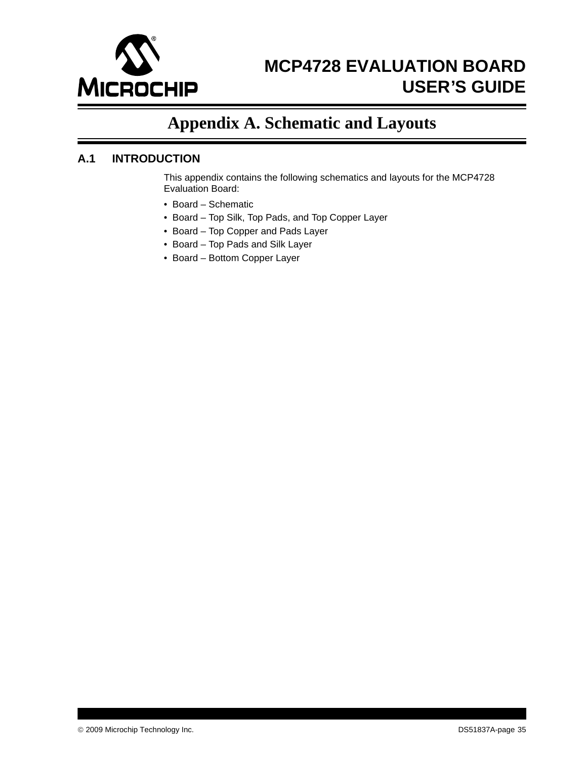# Appendix A. Schematic and Layouts

## A.1 INTRODUCTION

This appendix contains the following schematics and layouts for the MCP4728 Evaluation Board:

- Board – Schematic
- Board – Top Silk, Top Pads, and Top Copper Layer
- Board – Top Copper and Pads Layer
- Board – Top Pads and Silk Layer
- Board – Bottom Copper Layer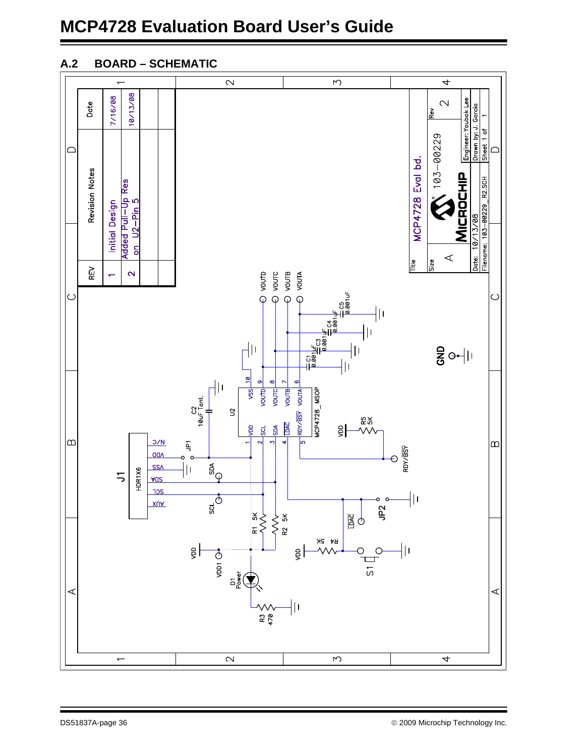## A.2 BOARD – SCHEMATIC

| REV | Revision Notes | Date |
|---|---|---|
| 1 | Initial Design | 7/16/08 |
| 2 | Added Pull-Up Res on U2-Pin 5 | 10/13/08 |

Title: MCP4728 Eval bd.

Size: A

103-00229

Rev: 2

Engineer: Youbok Lee

Drawn by: J. Garcia

Date: 10/13/08

Filename: 103-00229_R2.SCH

Sheet 1 of 1

U2: MCP4728_MSOP — pins: 1 VDD, 2 SCL, 3 SDA, 4 LDAC, 5 RDY/BSY, 6 VOUTA, 7 VOUTB, 8 VOUTC, 9 VOUTD, 10 VSS

J1: HDR1X6 — N/C, VDD, VSS, SDA, SCL, AUX

C1 0.001uF, C3 0.001uF, C4 0.001uF, C5 0.001uF, C2 10uF Tant.

R1 5K, R2 5K, R3 470, R4 5K, R5 5K

JP1, JP2, S1, D1 Power, VDD1, GND

Test points: VOUTD, VOUTC, VOUTB, VOUTA, SDA, SCL, LDAC, RDY/BSY, VDD1, GND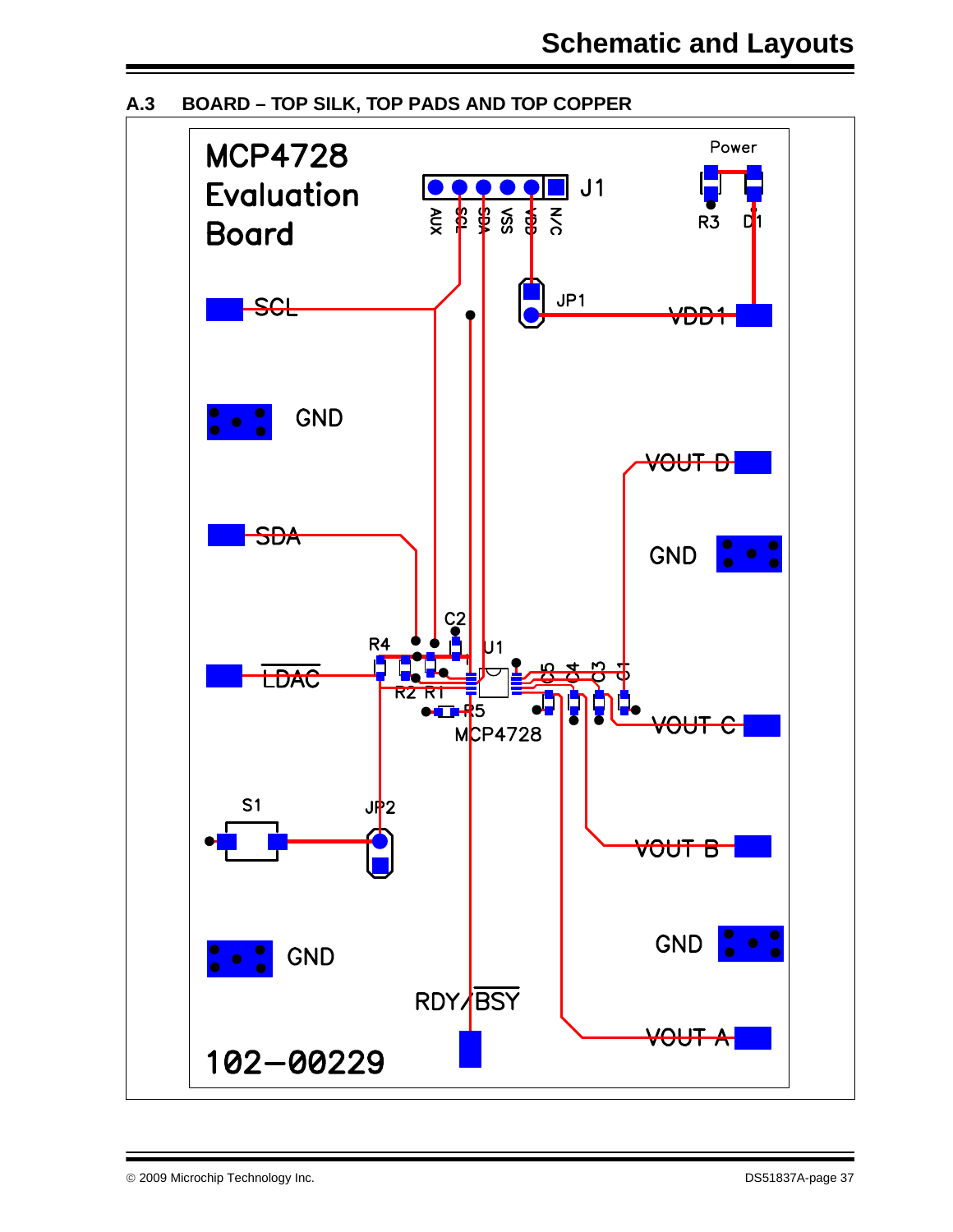## A.3 BOARD – TOP SILK, TOP PADS AND TOP COPPER

MCP4728 Evaluation Board

J1

AUX SCL SDA VSS VDD N/C

Power

R3 D1

SCL

JP1

VDD1

GND

VOUT D

SDA

GND

C2

R4

U1

C5 C4 C3 C1

LDAC

R2 R1

R5

MCP4728

VOUT C

S1

JP2

VOUT B

GND

GND

RDY/BSY

VOUT A

102-00229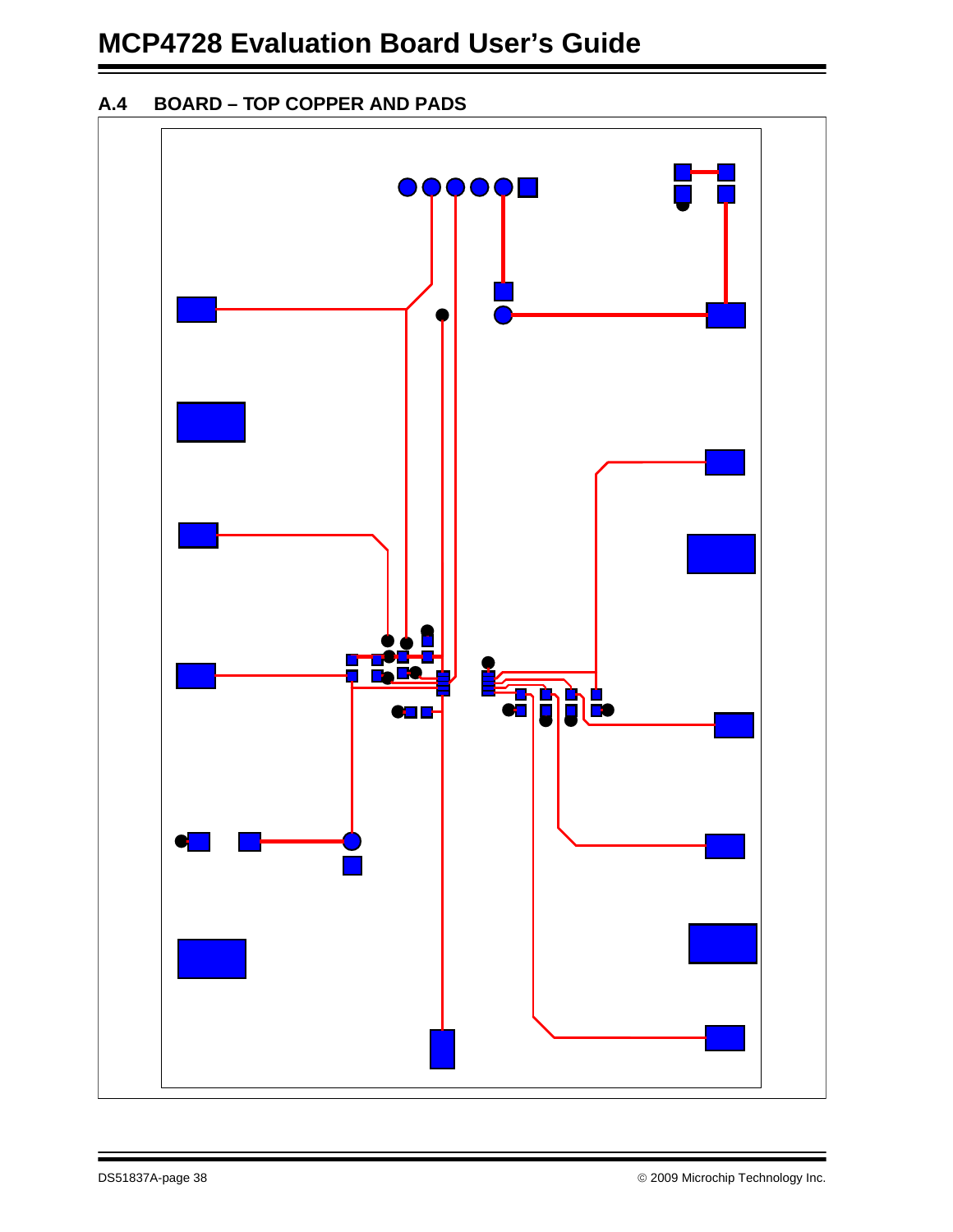## A.4 BOARD – TOP COPPER AND PADS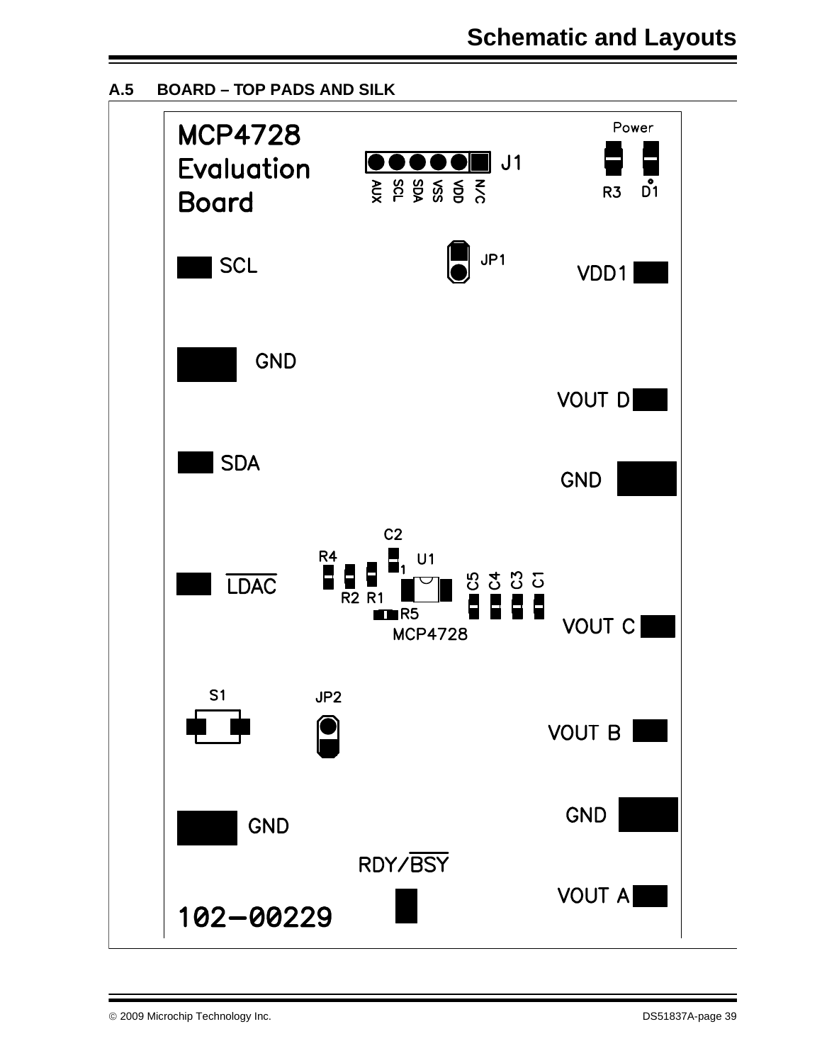## A.5 BOARD – TOP PADS AND SILK

MCP4728
Evaluation
Board

J1

AUX SCL SDA VSS VDD N/C

Power

R3 D1

SCL

JP1

VDD1

GND

VOUT D

SDA

GND

C2

R4

U1

C5 C4 C3 C1

LDAC

R2 R1

R5

MCP4728

VOUT C

S1

JP2

VOUT B

GND

GND

RDY/BSY

VOUT A

102-00229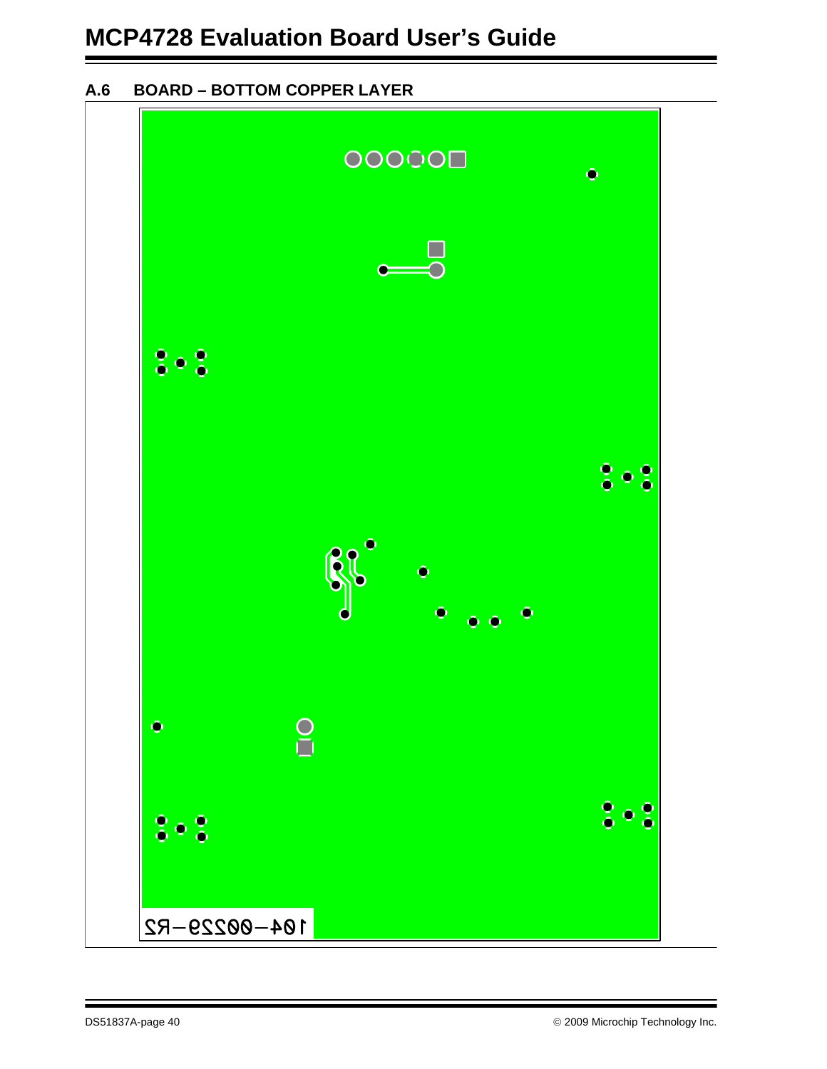## A.6 BOARD – BOTTOM COPPER LAYER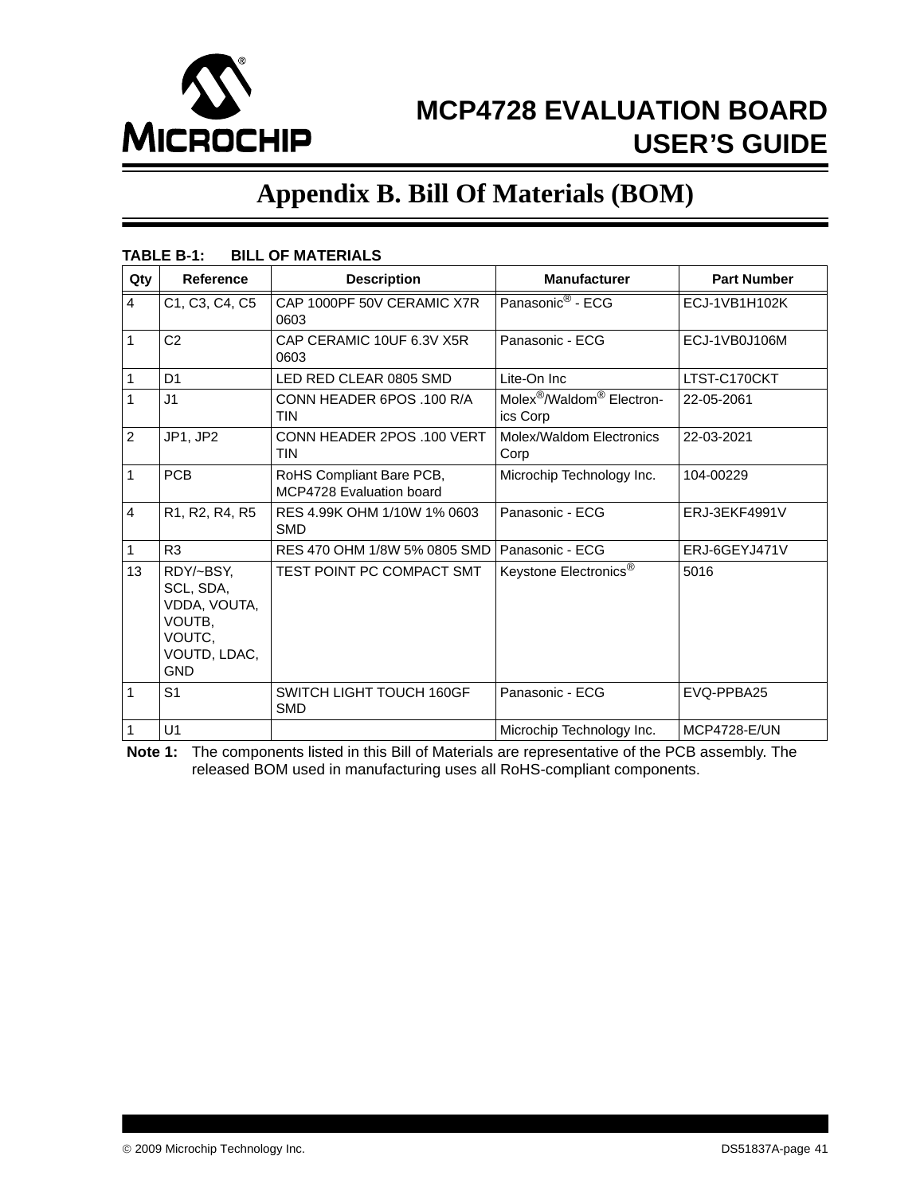# Appendix B. Bill Of Materials (BOM)

**TABLE B-1: BILL OF MATERIALS**

| Qty | Reference | Description | Manufacturer | Part Number |
|---|---|---|---|---|
| 4 | C1, C3, C4, C5 | CAP 1000PF 50V CERAMIC X7R 0603 | Panasonic® - ECG | ECJ-1VB1H102K |
| 1 | C2 | CAP CERAMIC 10UF 6.3V X5R 0603 | Panasonic - ECG | ECJ-1VB0J106M |
| 1 | D1 | LED RED CLEAR 0805 SMD | Lite-On Inc | LTST-C170CKT |
| 1 | J1 | CONN HEADER 6POS .100 R/A TIN | Molex®/Waldom® Electronics Corp | 22-05-2061 |
| 2 | JP1, JP2 | CONN HEADER 2POS .100 VERT TIN | Molex/Waldom Electronics Corp | 22-03-2021 |
| 1 | PCB | RoHS Compliant Bare PCB, MCP4728 Evaluation board | Microchip Technology Inc. | 104-00229 |
| 4 | R1, R2, R4, R5 | RES 4.99K OHM 1/10W 1% 0603 SMD | Panasonic - ECG | ERJ-3EKF4991V |
| 1 | R3 | RES 470 OHM 1/8W 5% 0805 SMD | Panasonic - ECG | ERJ-6GEYJ471V |
| 13 | RDY/~BSY, SCL, SDA, VDDA, VOUTA, VOUTB, VOUTC, VOUTD, LDAC, GND | TEST POINT PC COMPACT SMT | Keystone Electronics® | 5016 |
| 1 | S1 | SWITCH LIGHT TOUCH 160GF SMD | Panasonic - ECG | EVQ-PPBA25 |
| 1 | U1 | | Microchip Technology Inc. | MCP4728-E/UN |

**Note 1:** The components listed in this Bill of Materials are representative of the PCB assembly. The released BOM used in manufacturing uses all RoHS-compliant components.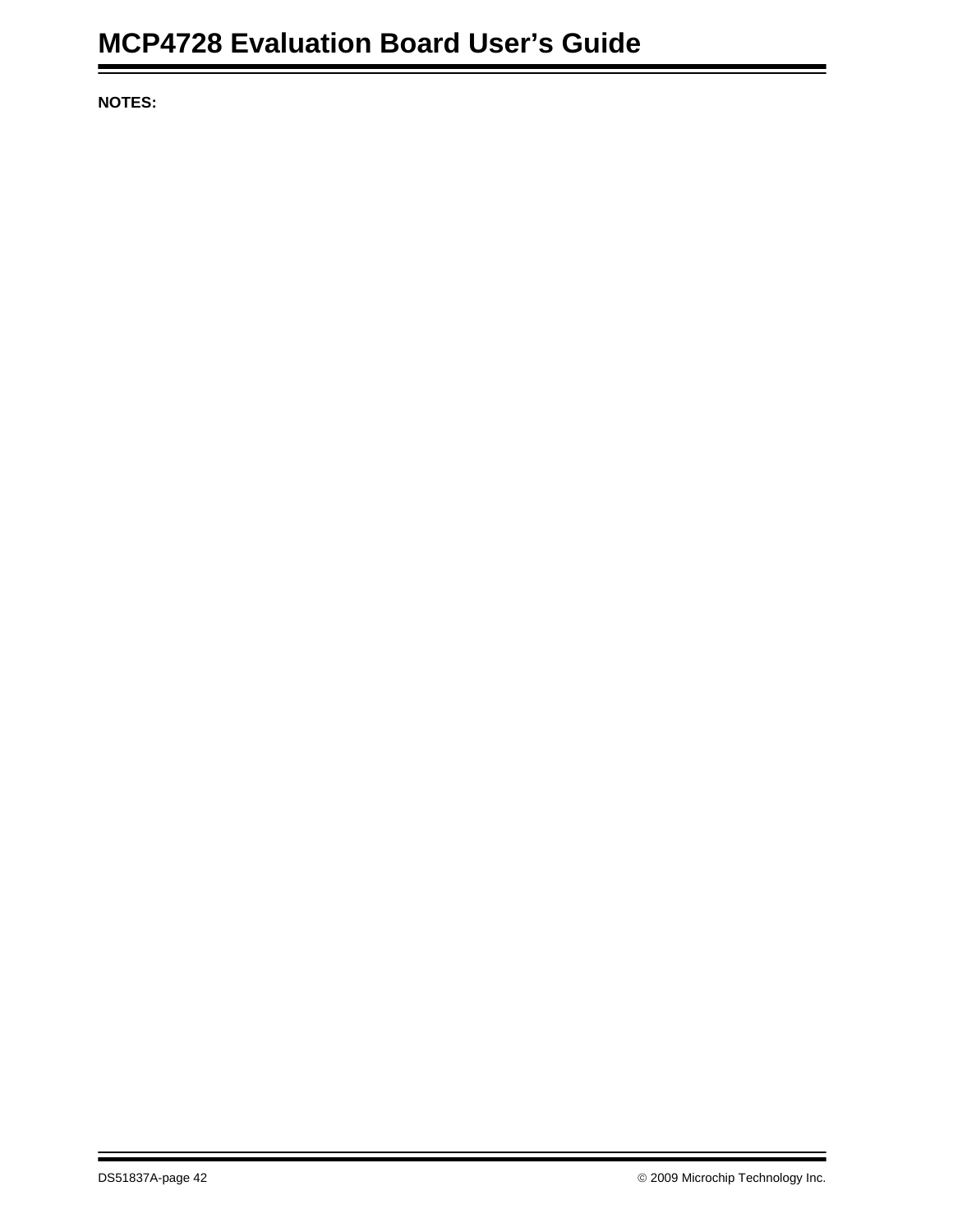NOTES: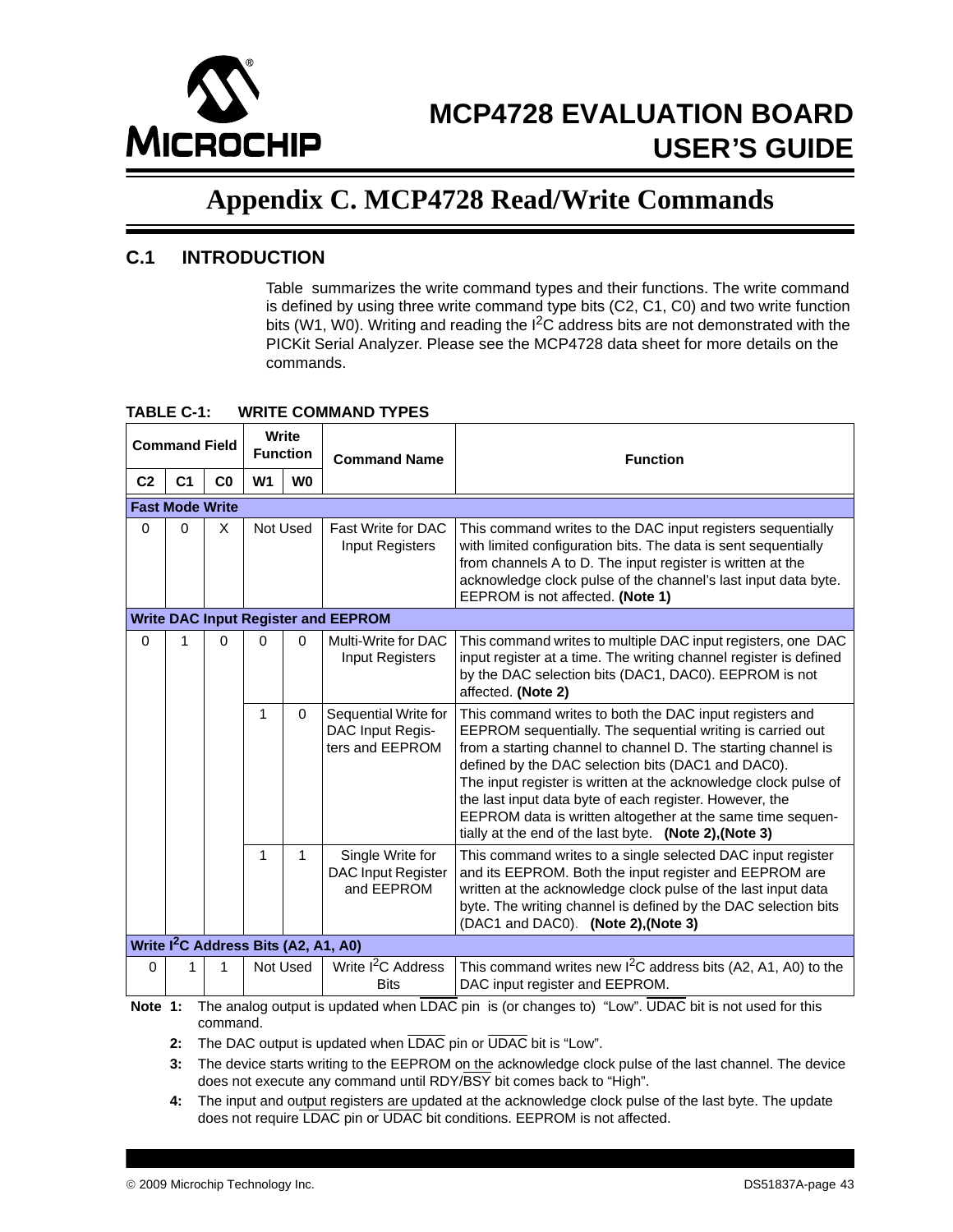# Appendix C. MCP4728 Read/Write Commands

## C.1 INTRODUCTION

Table  summarizes the write command types and their functions. The write command is defined by using three write command type bits (C2, C1, C0) and two write function bits (W1, W0). Writing and reading the I$^2$C address bits are not demonstrated with the PICKit Serial Analyzer. Please see the MCP4728 data sheet for more details on the commands.

**TABLE C-1: WRITE COMMAND TYPES**

| Command Field | | | Write Function | | Command Name | Function |
|---|---|---|---|---|---|---|
| **C2** | **C1** | **C0** | **W1** | **W0** | | |
| **Fast Mode Write** | | | | | | |
| 0 | 0 | X | Not Used | | Fast Write for DAC Input Registers | This command writes to the DAC input registers sequentially with limited configuration bits. The data is sent sequentially from channels A to D. The input register is written at the acknowledge clock pulse of the channel's last input data byte. EEPROM is not affected. **(Note 1)** |
| **Write DAC Input Register and EEPROM** | | | | | | |
| 0 | 1 | 0 | 0 | 0 | Multi-Write for DAC Input Registers | This command writes to multiple DAC input registers, one DAC input register at a time. The writing channel register is defined by the DAC selection bits (DAC1, DAC0). EEPROM is not affected. **(Note 2)** |
| | | | 1 | 0 | Sequential Write for DAC Input Registers and EEPROM | This command writes to both the DAC input registers and EEPROM sequentially. The sequential writing is carried out from a starting channel to channel D. The starting channel is defined by the DAC selection bits (DAC1 and DAC0). The input register is written at the acknowledge clock pulse of the last input data byte of each register. However, the EEPROM data is written altogether at the same time sequentially at the end of the last byte. **(Note 2),(Note 3)** |
| | | | 1 | 1 | Single Write for DAC Input Register and EEPROM | This command writes to a single selected DAC input register and its EEPROM. Both the input register and EEPROM are written at the acknowledge clock pulse of the last input data byte. The writing channel is defined by the DAC selection bits (DAC1 and DAC0). **(Note 2),(Note 3)** |
| **Write I$^2$C Address Bits (A2, A1, A0)** | | | | | | |
| 0 | 1 | 1 | Not Used | | Write I$^2$C Address Bits | This command writes new I$^2$C address bits (A2, A1, A0) to the DAC input register and EEPROM. |

**Note 1:** The analog output is updated when $\overline{\text{LDAC}}$ pin is (or changes to) "Low". $\overline{\text{UDAC}}$ bit is not used for this command.

**2:** The DAC output is updated when $\overline{\text{LDAC}}$ pin or $\overline{\text{UDAC}}$ bit is "Low".

**3:** The device starts writing to the EEPROM on the acknowledge clock pulse of the last channel. The device does not execute any command until RDY/$\overline{\text{BSY}}$ bit comes back to "High".

**4:** The input and output registers are updated at the acknowledge clock pulse of the last byte. The update does not require $\overline{\text{LDAC}}$ pin or $\overline{\text{UDAC}}$ bit conditions. EEPROM is not affected.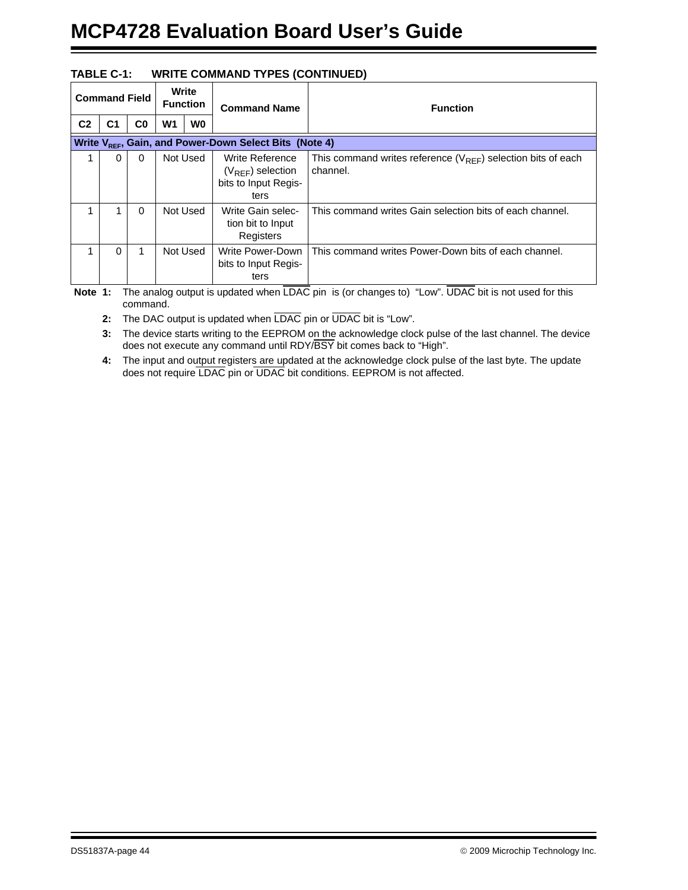**TABLE C-1: WRITE COMMAND TYPES (CONTINUED)**

| Command Field | | | Write Function | | Command Name | Function |
|---|---|---|---|---|---|---|
| C2 | C1 | C0 | W1 | W0 | | |
| **Write $V_{REF}$, Gain, and Power-Down Select Bits (Note 4)** | | | | | | |
| 1 | 0 | 0 | Not Used | | Write Reference ($V_{REF}$) selection bits to Input Registers | This command writes reference ($V_{REF}$) selection bits of each channel. |
| 1 | 1 | 0 | Not Used | | Write Gain selection bit to Input Registers | This command writes Gain selection bits of each channel. |
| 1 | 0 | 1 | Not Used | | Write Power-Down bits to Input Registers | This command writes Power-Down bits of each channel. |

**Note 1:** The analog output is updated when $\overline{\text{LDAC}}$ pin is (or changes to) "Low". $\overline{\text{UDAC}}$ bit is not used for this command.

**2:** The DAC output is updated when $\overline{\text{LDAC}}$ pin or $\overline{\text{UDAC}}$ bit is "Low".

**3:** The device starts writing to the EEPROM on the acknowledge clock pulse of the last channel. The device does not execute any command until RDY/$\overline{\text{BSY}}$ bit comes back to "High".

**4:** The input and output registers are updated at the acknowledge clock pulse of the last byte. The update does not require $\overline{\text{LDAC}}$ pin or $\overline{\text{UDAC}}$ bit conditions. EEPROM is not affected.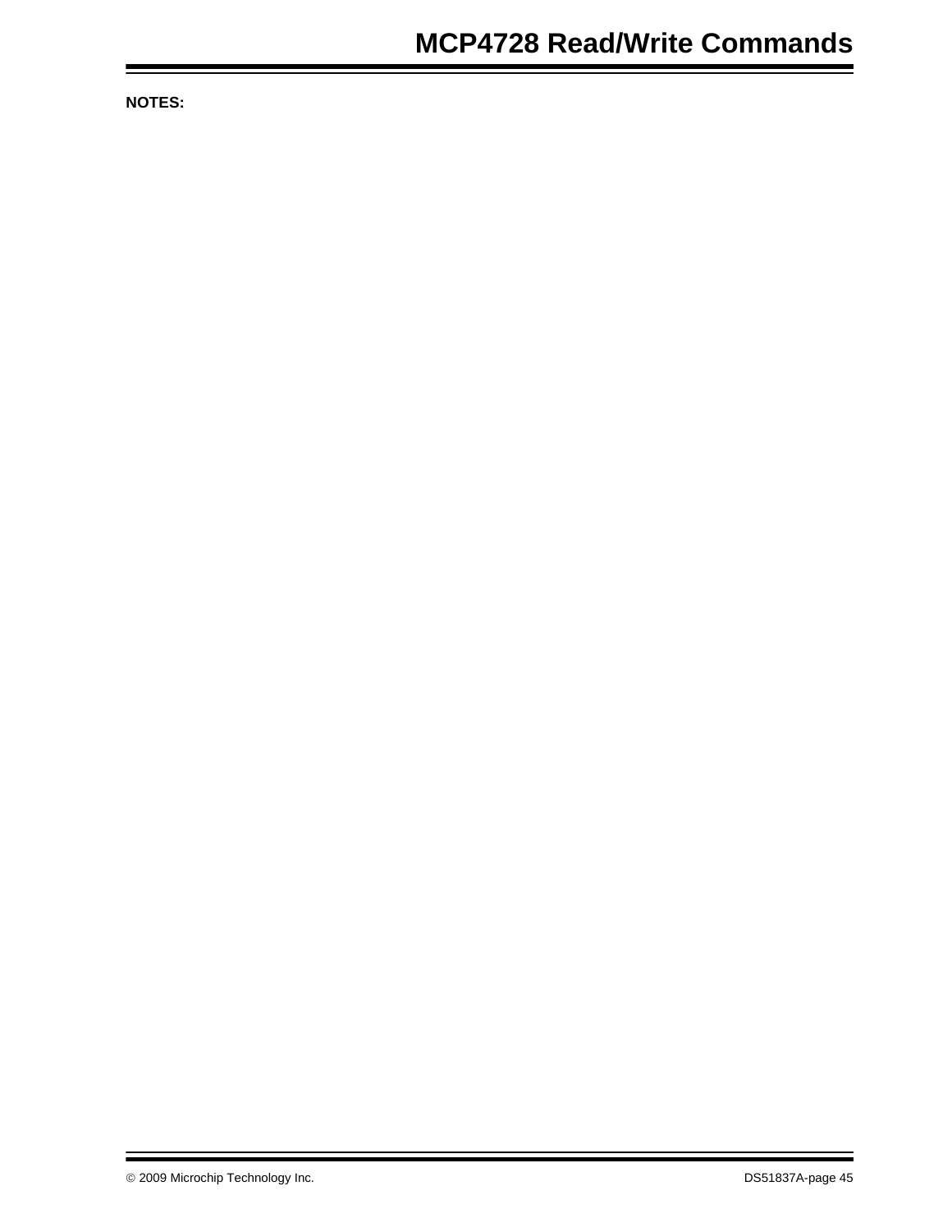**NOTES:**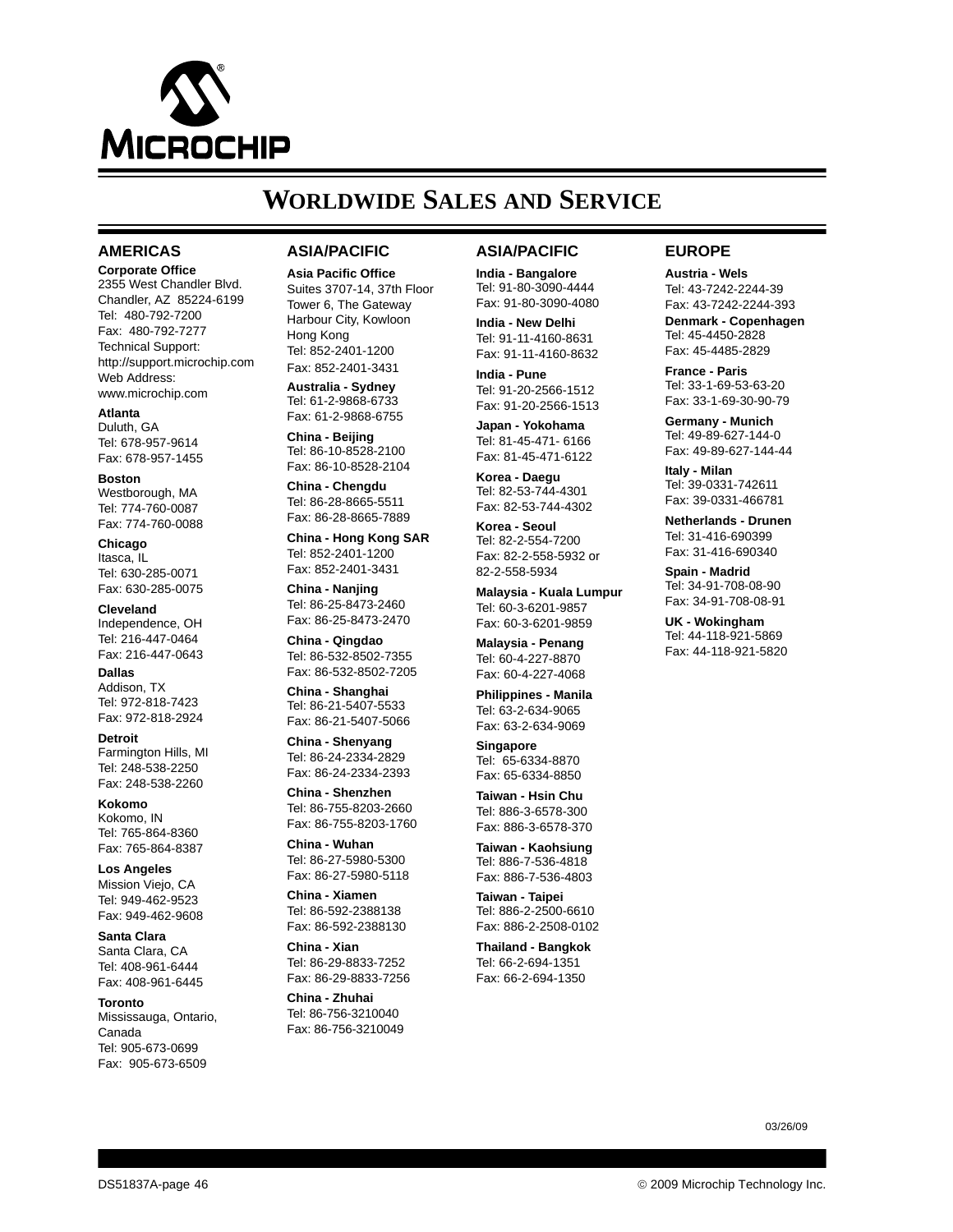# WORLDWIDE SALES AND SERVICE

## AMERICAS

**Corporate Office**
2355 West Chandler Blvd.
Chandler, AZ 85224-6199
Tel: 480-792-7200
Fax: 480-792-7277
Technical Support:
http://support.microchip.com
Web Address:
www.microchip.com

**Atlanta**
Duluth, GA
Tel: 678-957-9614
Fax: 678-957-1455

**Boston**
Westborough, MA
Tel: 774-760-0087
Fax: 774-760-0088

**Chicago**
Itasca, IL
Tel: 630-285-0071
Fax: 630-285-0075

**Cleveland**
Independence, OH
Tel: 216-447-0464
Fax: 216-447-0643

**Dallas**
Addison, TX
Tel: 972-818-7423
Fax: 972-818-2924

**Detroit**
Farmington Hills, MI
Tel: 248-538-2250
Fax: 248-538-2260

**Kokomo**
Kokomo, IN
Tel: 765-864-8360
Fax: 765-864-8387

**Los Angeles**
Mission Viejo, CA
Tel: 949-462-9523
Fax: 949-462-9608

**Santa Clara**
Santa Clara, CA
Tel: 408-961-6444
Fax: 408-961-6445

**Toronto**
Mississauga, Ontario,
Canada
Tel: 905-673-0699
Fax: 905-673-6509

## ASIA/PACIFIC

**Asia Pacific Office**
Suites 3707-14, 37th Floor
Tower 6, The Gateway
Harbour City, Kowloon
Hong Kong
Tel: 852-2401-1200
Fax: 852-2401-3431

**Australia - Sydney**
Tel: 61-2-9868-6733
Fax: 61-2-9868-6755

**China - Beijing**
Tel: 86-10-8528-2100
Fax: 86-10-8528-2104

**China - Chengdu**
Tel: 86-28-8665-5511
Fax: 86-28-8665-7889

**China - Hong Kong SAR**
Tel: 852-2401-1200
Fax: 852-2401-3431

**China - Nanjing**
Tel: 86-25-8473-2460
Fax: 86-25-8473-2470

**China - Qingdao**
Tel: 86-532-8502-7355
Fax: 86-532-8502-7205

**China - Shanghai**
Tel: 86-21-5407-5533
Fax: 86-21-5407-5066

**China - Shenyang**
Tel: 86-24-2334-2829
Fax: 86-24-2334-2393

**China - Shenzhen**
Tel: 86-755-8203-2660
Fax: 86-755-8203-1760

**China - Wuhan**
Tel: 86-27-5980-5300
Fax: 86-27-5980-5118

**China - Xiamen**
Tel: 86-592-2388138
Fax: 86-592-2388130

**China - Xian**
Tel: 86-29-8833-7252
Fax: 86-29-8833-7256

**China - Zhuhai**
Tel: 86-756-3210040
Fax: 86-756-3210049

## ASIA/PACIFIC

**India - Bangalore**
Tel: 91-80-3090-4444
Fax: 91-80-3090-4080

**India - New Delhi**
Tel: 91-11-4160-8631
Fax: 91-11-4160-8632

**India - Pune**
Tel: 91-20-2566-1512
Fax: 91-20-2566-1513

**Japan - Yokohama**
Tel: 81-45-471- 6166
Fax: 81-45-471-6122

**Korea - Daegu**
Tel: 82-53-744-4301
Fax: 82-53-744-4302

**Korea - Seoul**
Tel: 82-2-554-7200
Fax: 82-2-558-5932 or
82-2-558-5934

**Malaysia - Kuala Lumpur**
Tel: 60-3-6201-9857
Fax: 60-3-6201-9859

**Malaysia - Penang**
Tel: 60-4-227-8870
Fax: 60-4-227-4068

**Philippines - Manila**
Tel: 63-2-634-9065
Fax: 63-2-634-9069

**Singapore**
Tel: 65-6334-8870
Fax: 65-6334-8850

**Taiwan - Hsin Chu**
Tel: 886-3-6578-300
Fax: 886-3-6578-370

**Taiwan - Kaohsiung**
Tel: 886-7-536-4818
Fax: 886-7-536-4803

**Taiwan - Taipei**
Tel: 886-2-2500-6610
Fax: 886-2-2508-0102

**Thailand - Bangkok**
Tel: 66-2-694-1351
Fax: 66-2-694-1350

## EUROPE

**Austria - Wels**
Tel: 43-7242-2244-39
Fax: 43-7242-2244-393

**Denmark - Copenhagen**
Tel: 45-4450-2828
Fax: 45-4485-2829

**France - Paris**
Tel: 33-1-69-53-63-20
Fax: 33-1-69-30-90-79

**Germany - Munich**
Tel: 49-89-627-144-0
Fax: 49-89-627-144-44

**Italy - Milan**
Tel: 39-0331-742611
Fax: 39-0331-466781

**Netherlands - Drunen**
Tel: 31-416-690399
Fax: 31-416-690340

**Spain - Madrid**
Tel: 34-91-708-08-90
Fax: 34-91-708-08-91

**UK - Wokingham**
Tel: 44-118-921-5869
Fax: 44-118-921-5820

03/26/09